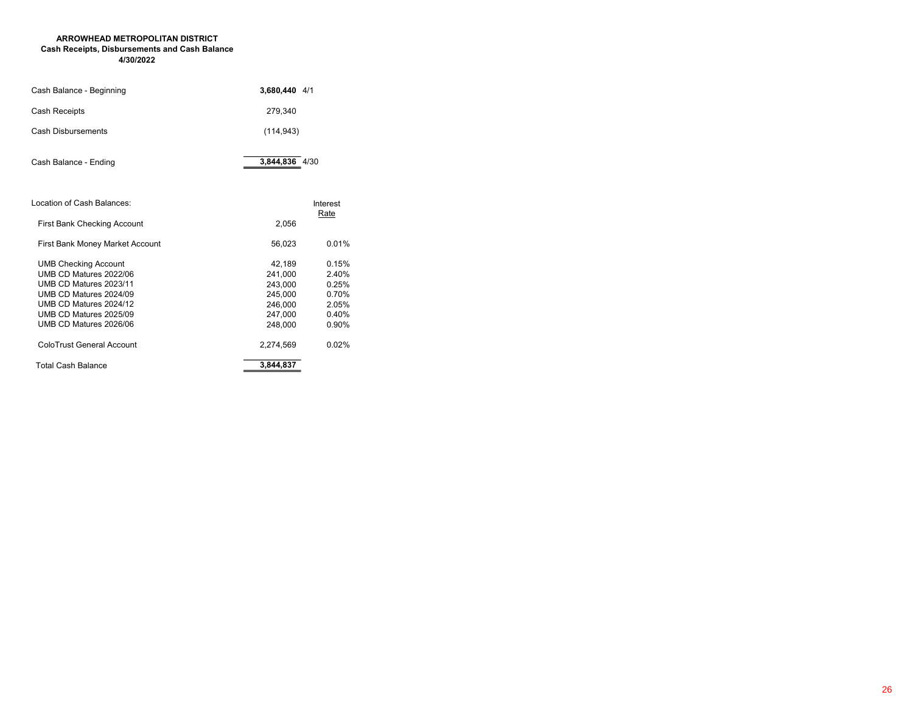**ARROWHEAD METROPOLITAN DISTRICT**
**Cash Receipts, Disbursements and Cash Balance**
**4/30/2022**

| | | |
|---|---|---|
| Cash Balance - Beginning | **3,680,440** | 4/1 |
| Cash Receipts | 279,340 | |
| Cash Disbursements | (114,943) | |
| Cash Balance - Ending | **3,844,836** | 4/30 |

| Location of Cash Balances: | | Interest Rate |
|---|---|---|
| First Bank Checking Account | 2,056 | |
| First Bank Money Market Account | 56,023 | 0.01% |
| UMB Checking Account | 42,189 | 0.15% |
| UMB CD Matures 2022/06 | 241,000 | 2.40% |
| UMB CD Matures 2023/11 | 243,000 | 0.25% |
| UMB CD Matures 2024/09 | 245,000 | 0.70% |
| UMB CD Matures 2024/12 | 246,000 | 2.05% |
| UMB CD Matures 2025/09 | 247,000 | 0.40% |
| UMB CD Matures 2026/06 | 248,000 | 0.90% |
| ColoTrust General Account | 2,274,569 | 0.02% |
| Total Cash Balance | **3,844,837** | |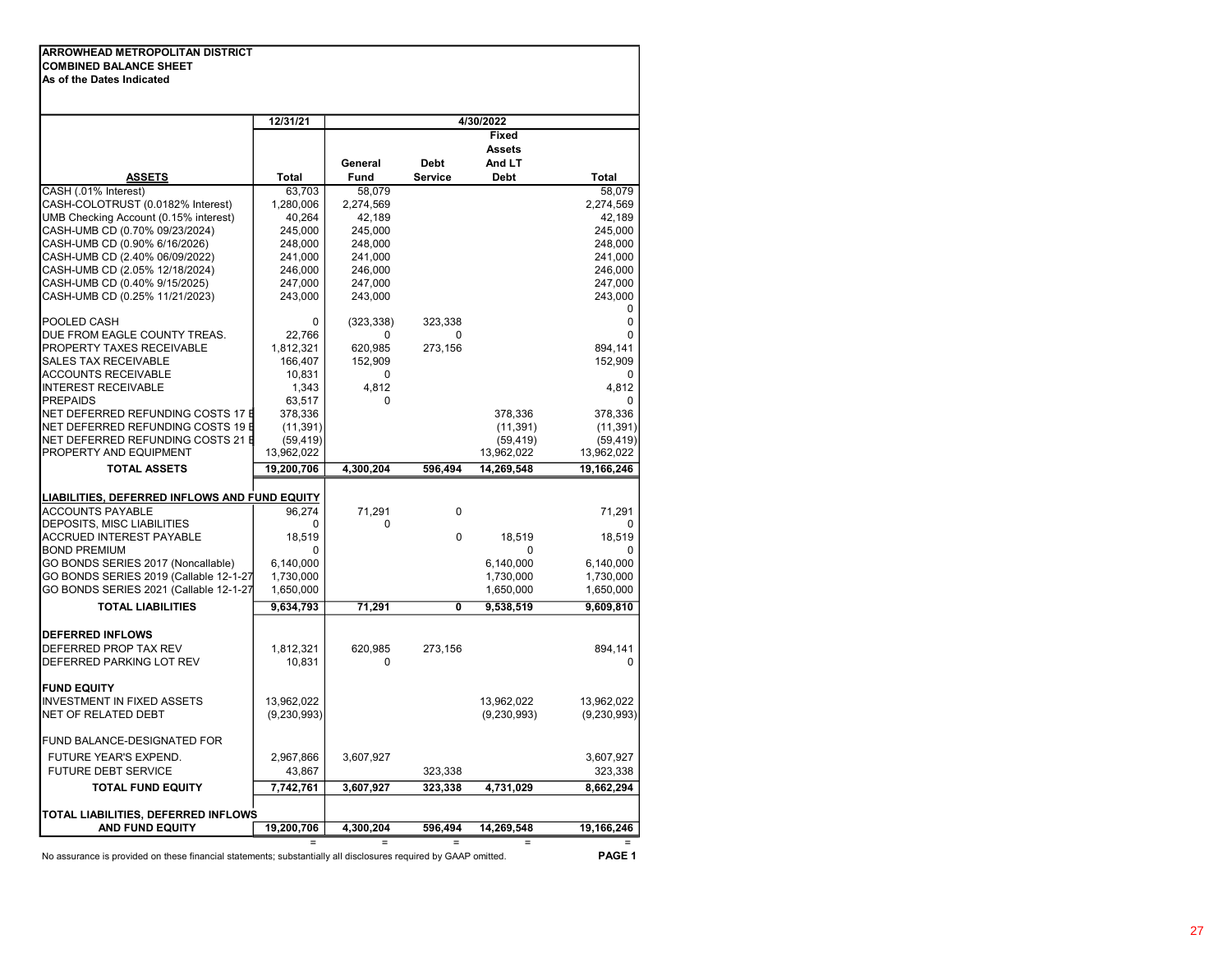**ARROWHEAD METROPOLITAN DISTRICT**
**COMBINED BALANCE SHEET**
**As of the Dates Indicated**

| | 12/31/21 | 4/30/2022 | | | |
|---|---|---|---|---|---|
| **ASSETS** | **Total** | **General Fund** | **Debt Service** | **Fixed Assets And LT Debt** | **Total** |
| CASH (.01% Interest) | 63,703 | 58,079 | | | 58,079 |
| CASH-COLOTRUST (0.0182% Interest) | 1,280,006 | 2,274,569 | | | 2,274,569 |
| UMB Checking Account (0.15% interest) | 40,264 | 42,189 | | | 42,189 |
| CASH-UMB CD (0.70% 09/23/2024) | 245,000 | 245,000 | | | 245,000 |
| CASH-UMB CD (0.90% 6/16/2026) | 248,000 | 248,000 | | | 248,000 |
| CASH-UMB CD (2.40% 06/09/2022) | 241,000 | 241,000 | | | 241,000 |
| CASH-UMB CD (2.05% 12/18/2024) | 246,000 | 246,000 | | | 246,000 |
| CASH-UMB CD (0.40% 9/15/2025) | 247,000 | 247,000 | | | 247,000 |
| CASH-UMB CD (0.25% 11/21/2023) | 243,000 | 243,000 | | | 243,000 |
| | | | | | 0 |
| POOLED CASH | 0 | (323,338) | 323,338 | | 0 |
| DUE FROM EAGLE COUNTY TREAS. | 22,766 | 0 | 0 | | 0 |
| PROPERTY TAXES RECEIVABLE | 1,812,321 | 620,985 | 273,156 | | 894,141 |
| SALES TAX RECEIVABLE | 166,407 | 152,909 | | | 152,909 |
| ACCOUNTS RECEIVABLE | 10,831 | 0 | | | 0 |
| INTEREST RECEIVABLE | 1,343 | 4,812 | | | 4,812 |
| PREPAIDS | 63,517 | 0 | | | 0 |
| NET DEFERRED REFUNDING COSTS 17 B | 378,336 | | | 378,336 | 378,336 |
| NET DEFERRED REFUNDING COSTS 19 B | (11,391) | | | (11,391) | (11,391) |
| NET DEFERRED REFUNDING COSTS 21 B | (59,419) | | | (59,419) | (59,419) |
| PROPERTY AND EQUIPMENT | 13,962,022 | | | 13,962,022 | 13,962,022 |
| **TOTAL ASSETS** | **19,200,706** | **4,300,204** | **596,494** | **14,269,548** | **19,166,246** |
| | | | | | |
| **LIABILITIES, DEFERRED INFLOWS AND FUND EQUITY** | | | | | |
| ACCOUNTS PAYABLE | 96,274 | 71,291 | 0 | | 71,291 |
| DEPOSITS, MISC LIABILITIES | 0 | 0 | | | 0 |
| ACCRUED INTEREST PAYABLE | 18,519 | | 0 | 18,519 | 18,519 |
| BOND PREMIUM | 0 | | | 0 | 0 |
| GO BONDS SERIES 2017 (Noncallable) | 6,140,000 | | | 6,140,000 | 6,140,000 |
| GO BONDS SERIES 2019 (Callable 12-1-27 | 1,730,000 | | | 1,730,000 | 1,730,000 |
| GO BONDS SERIES 2021 (Callable 12-1-27 | 1,650,000 | | | 1,650,000 | 1,650,000 |
| **TOTAL LIABILITIES** | **9,634,793** | **71,291** | **0** | **9,538,519** | **9,609,810** |
| | | | | | |
| **DEFERRED INFLOWS** | | | | | |
| DEFERRED PROP TAX REV | 1,812,321 | 620,985 | 273,156 | | 894,141 |
| DEFERRED PARKING LOT REV | 10,831 | 0 | | | 0 |
| | | | | | |
| **FUND EQUITY** | | | | | |
| INVESTMENT IN FIXED ASSETS | 13,962,022 | | | 13,962,022 | 13,962,022 |
| NET OF RELATED DEBT | (9,230,993) | | | (9,230,993) | (9,230,993) |
| | | | | | |
| FUND BALANCE-DESIGNATED FOR | | | | | |
| FUTURE YEAR'S EXPEND. | 2,967,866 | 3,607,927 | | | 3,607,927 |
| FUTURE DEBT SERVICE | 43,867 | | 323,338 | | 323,338 |
| **TOTAL FUND EQUITY** | **7,742,761** | **3,607,927** | **323,338** | **4,731,029** | **8,662,294** |
| | | | | | |
| **TOTAL LIABILITIES, DEFERRED INFLOWS AND FUND EQUITY** | **19,200,706** | **4,300,204** | **596,494** | **14,269,548** | **19,166,246** |
| | = | = | = | = | = |

No assurance is provided on these financial statements; substantially all disclosures required by GAAP omitted.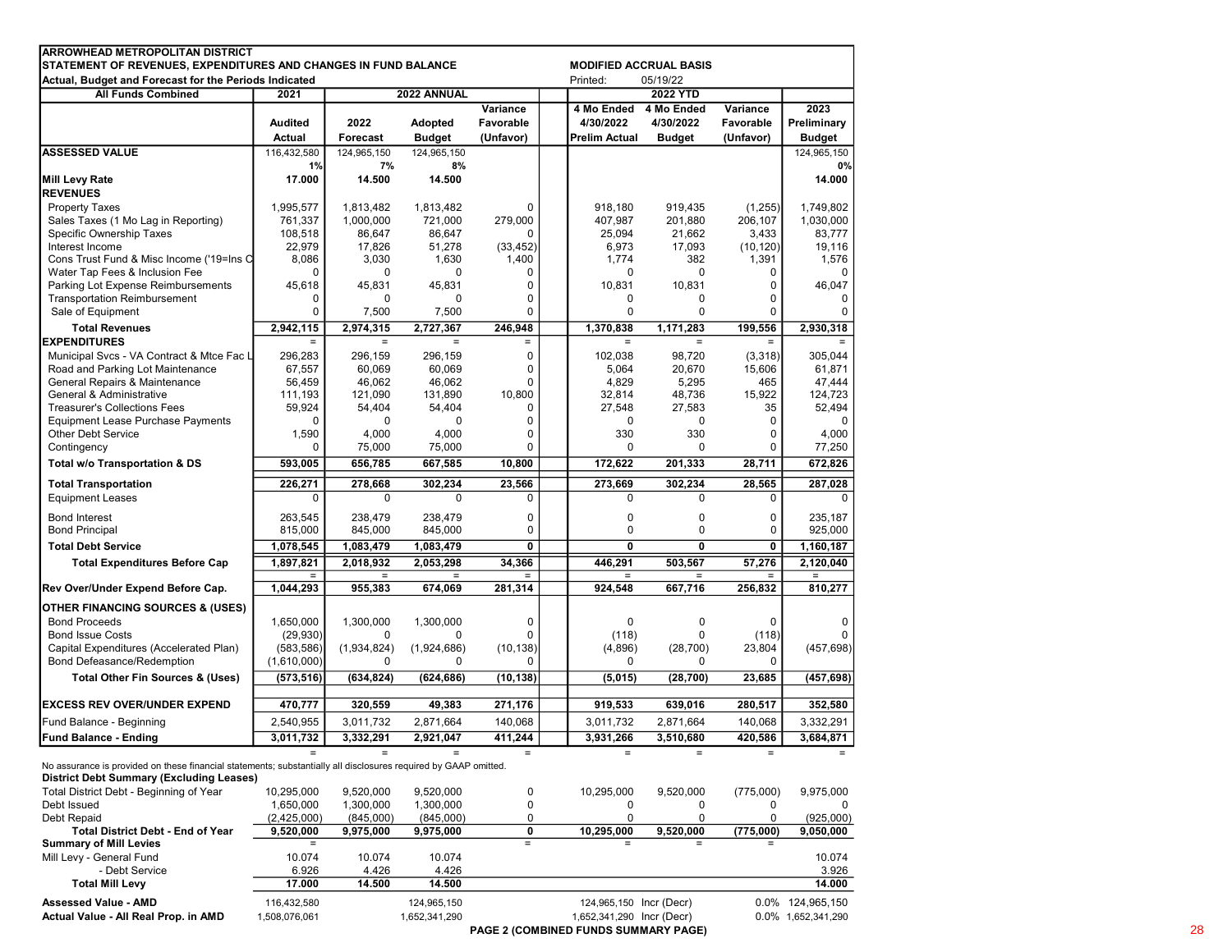**ARROWHEAD METROPOLITAN DISTRICT**
**STATEMENT OF REVENUES, EXPENDITURES AND CHANGES IN FUND BALANCE** — **MODIFIED ACCRUAL BASIS**
**Actual, Budget and Forecast for the Periods Indicated** — Printed: 05/19/22

| All Funds Combined | 2021 Audited Actual | 2022 ANNUAL: 2022 Forecast | 2022 ANNUAL: Adopted Budget | 2022 ANNUAL: Variance Favorable (Unfavor) | 2022 YTD: 4 Mo Ended 4/30/2022 Prelim Actual | 2022 YTD: 4 Mo Ended 4/30/2022 Budget | 2022 YTD: Variance Favorable (Unfavor) | 2023 Preliminary Budget |
|---|---|---|---|---|---|---|---|---|
| **ASSESSED VALUE** | 116,432,580 | 124,965,150 | 124,965,150 | | | | | 124,965,150 |
| | 1% | 7% | 8% | | | | | 0% |
| **Mill Levy Rate** | **17.000** | **14.500** | **14.500** | | | | | **14.000** |
| **REVENUES** | | | | | | | | |
| Property Taxes | 1,995,577 | 1,813,482 | 1,813,482 | 0 | 918,180 | 919,435 | (1,255) | 1,749,802 |
| Sales Taxes (1 Mo Lag in Reporting) | 761,337 | 1,000,000 | 721,000 | 279,000 | 407,987 | 201,880 | 206,107 | 1,030,000 |
| Specific Ownership Taxes | 108,518 | 86,647 | 86,647 | 0 | 25,094 | 21,662 | 3,433 | 83,777 |
| Interest Income | 22,979 | 17,826 | 51,278 | (33,452) | 6,973 | 17,093 | (10,120) | 19,116 |
| Cons Trust Fund & Misc Income ('19=Ins C | 8,086 | 3,030 | 1,630 | 1,400 | 1,774 | 382 | 1,391 | 1,576 |
| Water Tap Fees & Inclusion Fee | 0 | 0 | 0 | 0 | 0 | 0 | 0 | 0 |
| Parking Lot Expense Reimbursements | 45,618 | 45,831 | 45,831 | 0 | 10,831 | 10,831 | 0 | 46,047 |
| Transportation Reimbursement | 0 | 0 | 0 | 0 | 0 | 0 | 0 | 0 |
| Sale of Equipment | 0 | 7,500 | 7,500 | 0 | 0 | 0 | 0 | 0 |
| **Total Revenues** | **2,942,115** | **2,974,315** | **2,727,367** | **246,948** | **1,370,838** | **1,171,283** | **199,556** | **2,930,318** |
| **EXPENDITURES** | | | | | | | | |
| Municipal Svcs - VA Contract & Mtce Fac L | 296,283 | 296,159 | 296,159 | 0 | 102,038 | 98,720 | (3,318) | 305,044 |
| Road and Parking Lot Maintenance | 67,557 | 60,069 | 60,069 | 0 | 5,064 | 20,670 | 15,606 | 61,871 |
| General Repairs & Maintenance | 56,459 | 46,062 | 46,062 | 0 | 4,829 | 5,295 | 465 | 47,444 |
| General & Administrative | 111,193 | 121,090 | 131,890 | 10,800 | 32,814 | 48,736 | 15,922 | 124,723 |
| Treasurer's Collections Fees | 59,924 | 54,404 | 54,404 | 0 | 27,548 | 27,583 | 35 | 52,494 |
| Equipment Lease Purchase Payments | 0 | 0 | 0 | 0 | 0 | 0 | 0 | 0 |
| Other Debt Service | 1,590 | 4,000 | 4,000 | 0 | 330 | 330 | 0 | 4,000 |
| Contingency | 0 | 75,000 | 75,000 | 0 | 0 | 0 | 0 | 77,250 |
| **Total w/o Transportation & DS** | **593,005** | **656,785** | **667,585** | **10,800** | **172,622** | **201,333** | **28,711** | **672,826** |
| **Total Transportation** | **226,271** | **278,668** | **302,234** | **23,566** | **273,669** | **302,234** | **28,565** | **287,028** |
| Equipment Leases | 0 | 0 | 0 | 0 | 0 | 0 | 0 | 0 |
| Bond Interest | 263,545 | 238,479 | 238,479 | 0 | 0 | 0 | 0 | 235,187 |
| Bond Principal | 815,000 | 845,000 | 845,000 | 0 | 0 | 0 | 0 | 925,000 |
| **Total Debt Service** | **1,078,545** | **1,083,479** | **1,083,479** | **0** | **0** | **0** | **0** | **1,160,187** |
| **Total Expenditures Before Cap** | **1,897,821** | **2,018,932** | **2,053,298** | **34,366** | **446,291** | **503,567** | **57,276** | **2,120,040** |
| **Rev Over/Under Expend Before Cap.** | **1,044,293** | **955,383** | **674,069** | **281,314** | **924,548** | **667,716** | **256,832** | **810,277** |
| **OTHER FINANCING SOURCES & (USES)** | | | | | | | | |
| Bond Proceeds | 1,650,000 | 1,300,000 | 1,300,000 | 0 | 0 | 0 | 0 | 0 |
| Bond Issue Costs | (29,930) | 0 | 0 | 0 | (118) | 0 | (118) | 0 |
| Capital Expenditures (Accelerated Plan) | (583,586) | (1,934,824) | (1,924,686) | (10,138) | (4,896) | (28,700) | 23,804 | (457,698) |
| Bond Defeasance/Redemption | (1,610,000) | 0 | 0 | 0 | 0 | 0 | 0 | |
| **Total Other Fin Sources & (Uses)** | **(573,516)** | **(634,824)** | **(624,686)** | **(10,138)** | **(5,015)** | **(28,700)** | **23,685** | **(457,698)** |
| **EXCESS REV OVER/UNDER EXPEND** | **470,777** | **320,559** | **49,383** | **271,176** | **919,533** | **639,016** | **280,517** | **352,580** |
| Fund Balance - Beginning | 2,540,955 | 3,011,732 | 2,871,664 | 140,068 | 3,011,732 | 2,871,664 | 140,068 | 3,332,291 |
| **Fund Balance - Ending** | **3,011,732** | **3,332,291** | **2,921,047** | **411,244** | **3,931,266** | **3,510,680** | **420,586** | **3,684,871** |

No assurance is provided on these financial statements; substantially all disclosures required by GAAP omitted.

| District Debt Summary (Excluding Leases) | 2021 | 2022 Forecast | Adopted Budget | Variance | 4 Mo Prelim Actual | 4 Mo Budget | Variance | 2023 Preliminary Budget |
|---|---|---|---|---|---|---|---|---|
| Total District Debt - Beginning of Year | 10,295,000 | 9,520,000 | 9,520,000 | 0 | 10,295,000 | 9,520,000 | (775,000) | 9,975,000 |
| Debt Issued | 1,650,000 | 1,300,000 | 1,300,000 | 0 | 0 | 0 | 0 | 0 |
| Debt Repaid | (2,425,000) | (845,000) | (845,000) | 0 | 0 | 0 | 0 | (925,000) |
| **Total District Debt - End of Year** | **9,520,000** | **9,975,000** | **9,975,000** | **0** | **10,295,000** | **9,520,000** | **(775,000)** | **9,050,000** |
| **Summary of Mill Levies** | | | | | | | | |
| Mill Levy - General Fund | 10.074 | 10.074 | 10.074 | | | | | 10.074 |
| - Debt Service | 6.926 | 4.426 | 4.426 | | | | | 3.926 |
| **Total Mill Levy** | **17.000** | **14.500** | **14.500** | | | | | **14.000** |
| **Assessed Value - AMD** | 116,432,580 | | 124,965,150 | | 124,965,150 | Incr (Decr) | 0.0% | 124,965,150 |
| **Actual Value - All Real Prop. in AMD** | 1,508,076,061 | | 1,652,341,290 | | 1,652,341,290 | Incr (Decr) | 0.0% | 1,652,341,290 |

**PAGE 2 (COMBINED FUNDS SUMMARY PAGE)**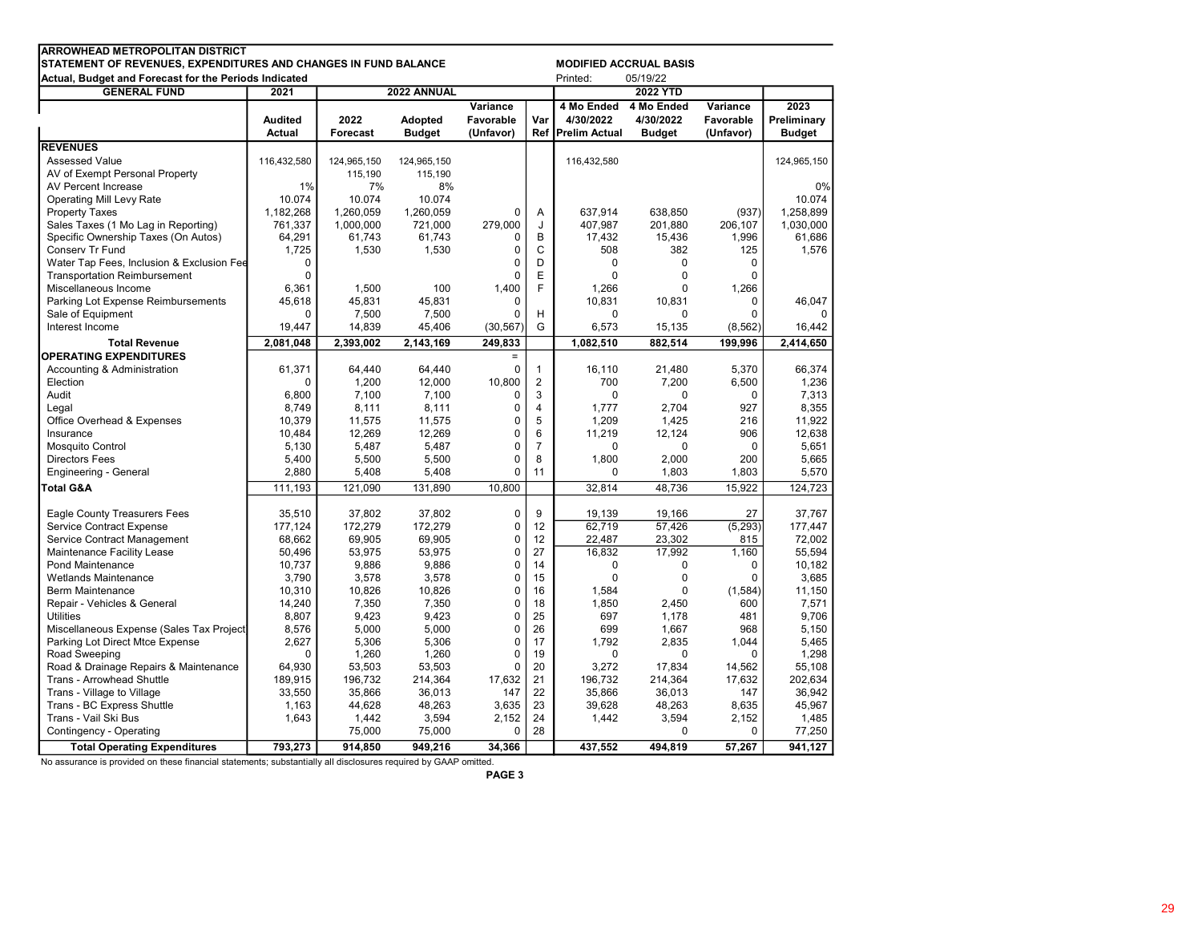**ARROWHEAD METROPOLITAN DISTRICT**
**STATEMENT OF REVENUES, EXPENDITURES AND CHANGES IN FUND BALANCE**
**Actual, Budget and Forecast for the Periods Indicated**

**MODIFIED ACCRUAL BASIS**
Printed: 05/19/22

| GENERAL FUND | 2021 | 2022 ANNUAL | | | | 2022 YTD | | | |
|---|---|---|---|---|---|---|---|---|---|
| | Audited Actual | 2022 Forecast | Adopted Budget | Variance Favorable (Unfavor) | Var Ref | 4 Mo Ended 4/30/2022 Prelim Actual | 4 Mo Ended 4/30/2022 Budget | Variance Favorable (Unfavor) | 2023 Preliminary Budget |
| **REVENUES** | | | | | | | | | |
| Assessed Value | 116,432,580 | 124,965,150 | 124,965,150 | | | 116,432,580 | | | 124,965,150 |
| AV of Exempt Personal Property | | 115,190 | 115,190 | | | | | | |
| AV Percent Increase | 1% | 7% | 8% | | | | | | 0% |
| Operating Mill Levy Rate | 10.074 | 10.074 | 10.074 | | | | | | 10.074 |
| Property Taxes | 1,182,268 | 1,260,059 | 1,260,059 | 0 | A | 637,914 | 638,850 | (937) | 1,258,899 |
| Sales Taxes (1 Mo Lag in Reporting) | 761,337 | 1,000,000 | 721,000 | 279,000 | J | 407,987 | 201,880 | 206,107 | 1,030,000 |
| Specific Ownership Taxes (On Autos) | 64,291 | 61,743 | 61,743 | 0 | B | 17,432 | 15,436 | 1,996 | 61,686 |
| Conserv Tr Fund | 1,725 | 1,530 | 1,530 | 0 | C | 508 | 382 | 125 | 1,576 |
| Water Tap Fees, Inclusion & Exclusion Fee | 0 | | | 0 | D | 0 | 0 | 0 | |
| Transportation Reimbursement | 0 | | | 0 | E | 0 | 0 | 0 | |
| Miscellaneous Income | 6,361 | 1,500 | 100 | 1,400 | F | 1,266 | 0 | 1,266 | |
| Parking Lot Expense Reimbursements | 45,618 | 45,831 | 45,831 | 0 | | 10,831 | 10,831 | 0 | 46,047 |
| Sale of Equipment | 0 | 7,500 | 7,500 | 0 | H | 0 | 0 | 0 | 0 |
| Interest Income | 19,447 | 14,839 | 45,406 | (30,567) | G | 6,573 | 15,135 | (8,562) | 16,442 |
| **Total Revenue** | **2,081,048** | **2,393,002** | **2,143,169** | **249,833** | | **1,082,510** | **882,514** | **199,996** | **2,414,650** |
| **OPERATING EXPENDITURES** | | | | = | | | | | |
| Accounting & Administration | 61,371 | 64,440 | 64,440 | 0 | 1 | 16,110 | 21,480 | 5,370 | 66,374 |
| Election | 0 | 1,200 | 12,000 | 10,800 | 2 | 700 | 7,200 | 6,500 | 1,236 |
| Audit | 6,800 | 7,100 | 7,100 | 0 | 3 | 0 | 0 | 0 | 7,313 |
| Legal | 8,749 | 8,111 | 8,111 | 0 | 4 | 1,777 | 2,704 | 927 | 8,355 |
| Office Overhead & Expenses | 10,379 | 11,575 | 11,575 | 0 | 5 | 1,209 | 1,425 | 216 | 11,922 |
| Insurance | 10,484 | 12,269 | 12,269 | 0 | 6 | 11,219 | 12,124 | 906 | 12,638 |
| Mosquito Control | 5,130 | 5,487 | 5,487 | 0 | 7 | 0 | 0 | 0 | 5,651 |
| Directors Fees | 5,400 | 5,500 | 5,500 | 0 | 8 | 1,800 | 2,000 | 200 | 5,665 |
| Engineering - General | 2,880 | 5,408 | 5,408 | 0 | 11 | 0 | 1,803 | 1,803 | 5,570 |
| **Total G&A** | 111,193 | 121,090 | 131,890 | 10,800 | | 32,814 | 48,736 | 15,922 | 124,723 |
| Eagle County Treasurers Fees | 35,510 | 37,802 | 37,802 | 0 | 9 | 19,139 | 19,166 | 27 | 37,767 |
| Service Contract Expense | 177,124 | 172,279 | 172,279 | 0 | 12 | 62,719 | 57,426 | (5,293) | 177,447 |
| Service Contract Management | 68,662 | 69,905 | 69,905 | 0 | 12 | 22,487 | 23,302 | 815 | 72,002 |
| Maintenance Facility Lease | 50,496 | 53,975 | 53,975 | 0 | 27 | 16,832 | 17,992 | 1,160 | 55,594 |
| Pond Maintenance | 10,737 | 9,886 | 9,886 | 0 | 14 | 0 | 0 | 0 | 10,182 |
| Wetlands Maintenance | 3,790 | 3,578 | 3,578 | 0 | 15 | 0 | 0 | 0 | 3,685 |
| Berm Maintenance | 10,310 | 10,826 | 10,826 | 0 | 16 | 1,584 | 0 | (1,584) | 11,150 |
| Repair - Vehicles & General | 14,240 | 7,350 | 7,350 | 0 | 18 | 1,850 | 2,450 | 600 | 7,571 |
| Utilities | 8,807 | 9,423 | 9,423 | 0 | 25 | 697 | 1,178 | 481 | 9,706 |
| Miscellaneous Expense (Sales Tax Project | 8,576 | 5,000 | 5,000 | 0 | 26 | 699 | 1,667 | 968 | 5,150 |
| Parking Lot Direct Mtce Expense | 2,627 | 5,306 | 5,306 | 0 | 17 | 1,792 | 2,835 | 1,044 | 5,465 |
| Road Sweeping | 0 | 1,260 | 1,260 | 0 | 19 | 0 | 0 | 0 | 1,298 |
| Road & Drainage Repairs & Maintenance | 64,930 | 53,503 | 53,503 | 0 | 20 | 3,272 | 17,834 | 14,562 | 55,108 |
| Trans - Arrowhead Shuttle | 189,915 | 196,732 | 214,364 | 17,632 | 21 | 196,732 | 214,364 | 17,632 | 202,634 |
| Trans - Village to Village | 33,550 | 35,866 | 36,013 | 147 | 22 | 35,866 | 36,013 | 147 | 36,942 |
| Trans - BC Express Shuttle | 1,163 | 44,628 | 48,263 | 3,635 | 23 | 39,628 | 48,263 | 8,635 | 45,967 |
| Trans - Vail Ski Bus | 1,643 | 1,442 | 3,594 | 2,152 | 24 | 1,442 | 3,594 | 2,152 | 1,485 |
| Contingency - Operating | | 75,000 | 75,000 | 0 | 28 | | 0 | 0 | 77,250 |
| **Total Operating Expenditures** | **793,273** | **914,850** | **949,216** | **34,366** | | **437,552** | **494,819** | **57,267** | **941,127** |

No assurance is provided on these financial statements; substantially all disclosures required by GAAP omitted.

PAGE 3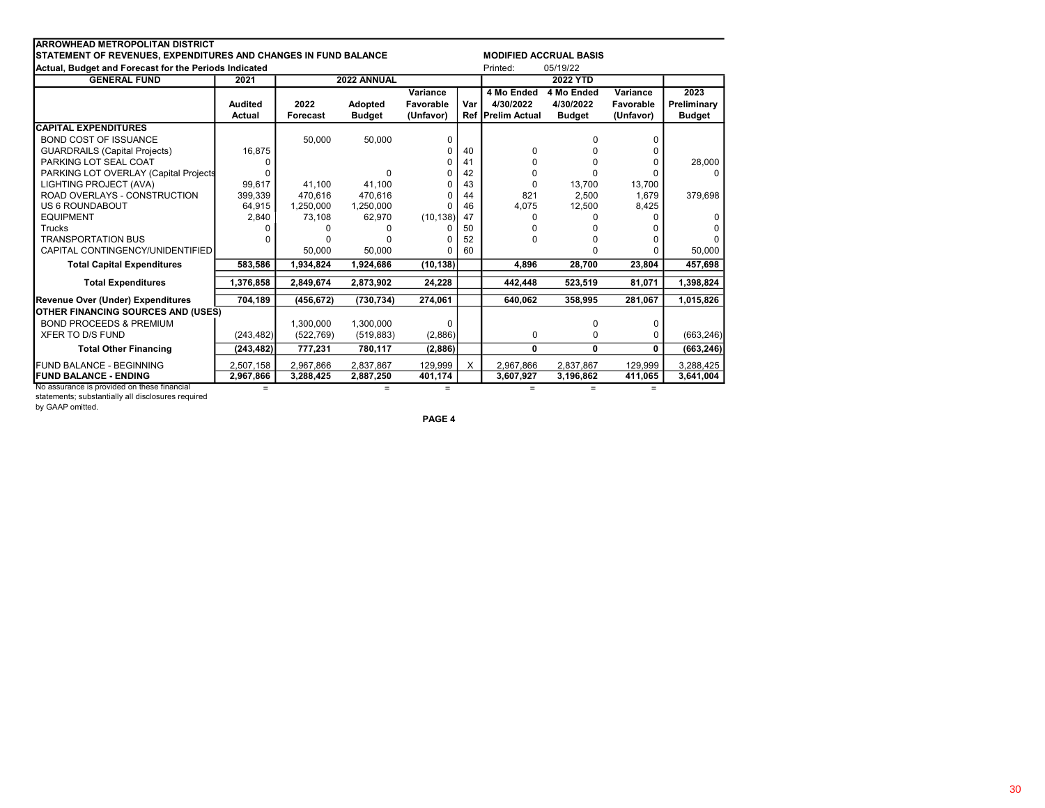**ARROWHEAD METROPOLITAN DISTRICT**
**STATEMENT OF REVENUES, EXPENDITURES AND CHANGES IN FUND BALANCE**
**Actual, Budget and Forecast for the Periods Indicated**

**MODIFIED ACCRUAL BASIS**
Printed: 05/19/22

| GENERAL FUND | 2021 | 2022 ANNUAL | | | | 2022 YTD | | | |
|---|---|---|---|---|---|---|---|---|---|
| | Audited Actual | 2022 Forecast | Adopted Budget | Variance Favorable (Unfavor) | Var Ref | 4 Mo Ended 4/30/2022 Prelim Actual | 4 Mo Ended 4/30/2022 Budget | Variance Favorable (Unfavor) | 2023 Preliminary Budget |
| **CAPITAL EXPENDITURES** | | | | | | | | | |
| BOND COST OF ISSUANCE | | 50,000 | 50,000 | 0 | | | 0 | 0 | |
| GUARDRAILS (Capital Projects) | 16,875 | | | 0 | 40 | 0 | 0 | 0 | |
| PARKING LOT SEAL COAT | 0 | | | 0 | 41 | 0 | 0 | 0 | 28,000 |
| PARKING LOT OVERLAY (Capital Projects | 0 | | 0 | 0 | 42 | 0 | 0 | 0 | 0 |
| LIGHTING PROJECT (AVA) | 99,617 | 41,100 | 41,100 | 0 | 43 | 0 | 13,700 | 13,700 | |
| ROAD OVERLAYS - CONSTRUCTION | 399,339 | 470,616 | 470,616 | 0 | 44 | 821 | 2,500 | 1,679 | 379,698 |
| US 6 ROUNDABOUT | 64,915 | 1,250,000 | 1,250,000 | 0 | 46 | 4,075 | 12,500 | 8,425 | |
| EQUIPMENT | 2,840 | 73,108 | 62,970 | (10,138) | 47 | 0 | 0 | 0 | 0 |
| Trucks | 0 | 0 | 0 | 0 | 50 | 0 | 0 | 0 | 0 |
| TRANSPORTATION BUS | 0 | 0 | 0 | 0 | 52 | 0 | 0 | 0 | 0 |
| CAPITAL CONTINGENCY/UNIDENTIFIED | | 50,000 | 50,000 | 0 | 60 | | 0 | 0 | 50,000 |
| **Total Capital Expenditures** | **583,586** | **1,934,824** | **1,924,686** | **(10,138)** | | **4,896** | **28,700** | **23,804** | **457,698** |
| **Total Expenditures** | **1,376,858** | **2,849,674** | **2,873,902** | **24,228** | | **442,448** | **523,519** | **81,071** | **1,398,824** |
| **Revenue Over (Under) Expenditures** | **704,189** | **(456,672)** | **(730,734)** | **274,061** | | **640,062** | **358,995** | **281,067** | **1,015,826** |
| **OTHER FINANCING SOURCES AND (USES)** | | | | | | | | | |
| BOND PROCEEDS & PREMIUM | | 1,300,000 | 1,300,000 | 0 | | | 0 | 0 | |
| XFER TO D/S FUND | (243,482) | (522,769) | (519,883) | (2,886) | | 0 | 0 | 0 | (663,246) |
| **Total Other Financing** | **(243,482)** | **777,231** | **780,117** | **(2,886)** | | **0** | **0** | **0** | **(663,246)** |
| FUND BALANCE - BEGINNING | 2,507,158 | 2,967,866 | 2,837,867 | 129,999 | X | 2,967,866 | 2,837,867 | 129,999 | 3,288,425 |
| **FUND BALANCE - ENDING** | **2,967,866** | **3,288,425** | **2,887,250** | **401,174** | | **3,607,927** | **3,196,862** | **411,065** | **3,641,004** |

No assurance is provided on these financial statements; substantially all disclosures required by GAAP omitted.

**PAGE 4**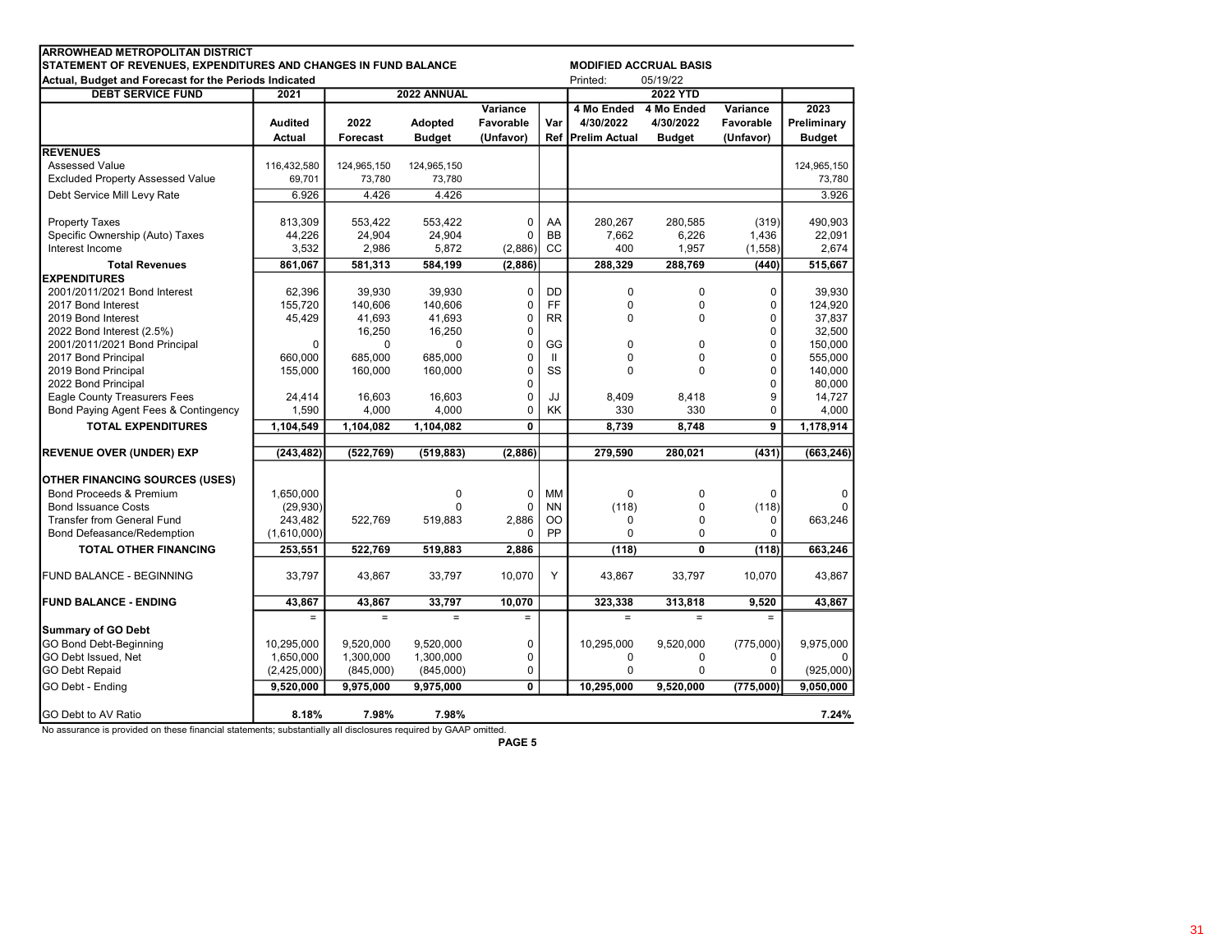**ARROWHEAD METROPOLITAN DISTRICT**
**STATEMENT OF REVENUES, EXPENDITURES AND CHANGES IN FUND BALANCE**
**Actual, Budget and Forecast for the Periods Indicated**

**MODIFIED ACCRUAL BASIS**
Printed: 05/19/22

| DEBT SERVICE FUND | 2021 | 2022 ANNUAL | | | | 2022 YTD | | | |
|---|---|---|---|---|---|---|---|---|---|
| | Audited Actual | 2022 Forecast | Adopted Budget | Variance Favorable (Unfavor) | Var Ref | 4 Mo Ended 4/30/2022 Prelim Actual | 4 Mo Ended 4/30/2022 Budget | Variance Favorable (Unfavor) | 2023 Preliminary Budget |
| **REVENUES** | | | | | | | | | |
| Assessed Value | 116,432,580 | 124,965,150 | 124,965,150 | | | | | | 124,965,150 |
| Excluded Property Assessed Value | 69,701 | 73,780 | 73,780 | | | | | | 73,780 |
| Debt Service Mill Levy Rate | 6.926 | 4.426 | 4.426 | | | | | | 3.926 |
| Property Taxes | 813,309 | 553,422 | 553,422 | 0 | AA | 280,267 | 280,585 | (319) | 490,903 |
| Specific Ownership (Auto) Taxes | 44,226 | 24,904 | 24,904 | 0 | BB | 7,662 | 6,226 | 1,436 | 22,091 |
| Interest Income | 3,532 | 2,986 | 5,872 | (2,886) | CC | 400 | 1,957 | (1,558) | 2,674 |
| **Total Revenues** | **861,067** | **581,313** | **584,199** | **(2,886)** | | **288,329** | **288,769** | **(440)** | **515,667** |
| **EXPENDITURES** | | | | | | | | | |
| 2001/2011/2021 Bond Interest | 62,396 | 39,930 | 39,930 | 0 | DD | 0 | 0 | 0 | 39,930 |
| 2017 Bond Interest | 155,720 | 140,606 | 140,606 | 0 | FF | 0 | 0 | 0 | 124,920 |
| 2019 Bond Interest | 45,429 | 41,693 | 41,693 | 0 | RR | 0 | 0 | 0 | 37,837 |
| 2022 Bond Interest (2.5%) | | 16,250 | 16,250 | 0 | | | | 0 | 32,500 |
| 2001/2011/2021 Bond Principal | 0 | 0 | 0 | 0 | GG | 0 | 0 | 0 | 150,000 |
| 2017 Bond Principal | 660,000 | 685,000 | 685,000 | 0 | II | 0 | 0 | 0 | 555,000 |
| 2019 Bond Principal | 155,000 | 160,000 | 160,000 | 0 | SS | 0 | 0 | 0 | 140,000 |
| 2022 Bond Principal | | | | 0 | | | | 0 | 80,000 |
| Eagle County Treasurers Fees | 24,414 | 16,603 | 16,603 | 0 | JJ | 8,409 | 8,418 | 9 | 14,727 |
| Bond Paying Agent Fees & Contingency | 1,590 | 4,000 | 4,000 | 0 | KK | 330 | 330 | 0 | 4,000 |
| **TOTAL EXPENDITURES** | **1,104,549** | **1,104,082** | **1,104,082** | **0** | | **8,739** | **8,748** | **9** | **1,178,914** |
| **REVENUE OVER (UNDER) EXP** | **(243,482)** | **(522,769)** | **(519,883)** | **(2,886)** | | **279,590** | **280,021** | **(431)** | **(663,246)** |
| **OTHER FINANCING SOURCES (USES)** | | | | | | | | | |
| Bond Proceeds & Premium | 1,650,000 | | 0 | 0 | MM | 0 | 0 | 0 | 0 |
| Bond Issuance Costs | (29,930) | | 0 | 0 | NN | (118) | 0 | (118) | 0 |
| Transfer from General Fund | 243,482 | 522,769 | 519,883 | 2,886 | OO | 0 | 0 | 0 | 663,246 |
| Bond Defeasance/Redemption | (1,610,000) | | | 0 | PP | 0 | 0 | 0 | |
| **TOTAL OTHER FINANCING** | **253,551** | **522,769** | **519,883** | **2,886** | | **(118)** | **0** | **(118)** | **663,246** |
| FUND BALANCE - BEGINNING | 33,797 | 43,867 | 33,797 | 10,070 | Y | 43,867 | 33,797 | 10,070 | 43,867 |
| **FUND BALANCE - ENDING** | **43,867** | **43,867** | **33,797** | **10,070** | | **323,338** | **313,818** | **9,520** | **43,867** |
| | = | = | = | = | | = | = | = | |
| **Summary of GO Debt** | | | | | | | | | |
| GO Bond Debt-Beginning | 10,295,000 | 9,520,000 | 9,520,000 | 0 | | 10,295,000 | 9,520,000 | (775,000) | 9,975,000 |
| GO Debt Issued, Net | 1,650,000 | 1,300,000 | 1,300,000 | 0 | | 0 | 0 | 0 | 0 |
| GO Debt Repaid | (2,425,000) | (845,000) | (845,000) | 0 | | 0 | 0 | 0 | (925,000) |
| GO Debt - Ending | **9,520,000** | **9,975,000** | **9,975,000** | **0** | | **10,295,000** | **9,520,000** | **(775,000)** | **9,050,000** |
| GO Debt to AV Ratio | **8.18%** | **7.98%** | **7.98%** | | | | | | **7.24%** |

No assurance is provided on these financial statements; substantially all disclosures required by GAAP omitted.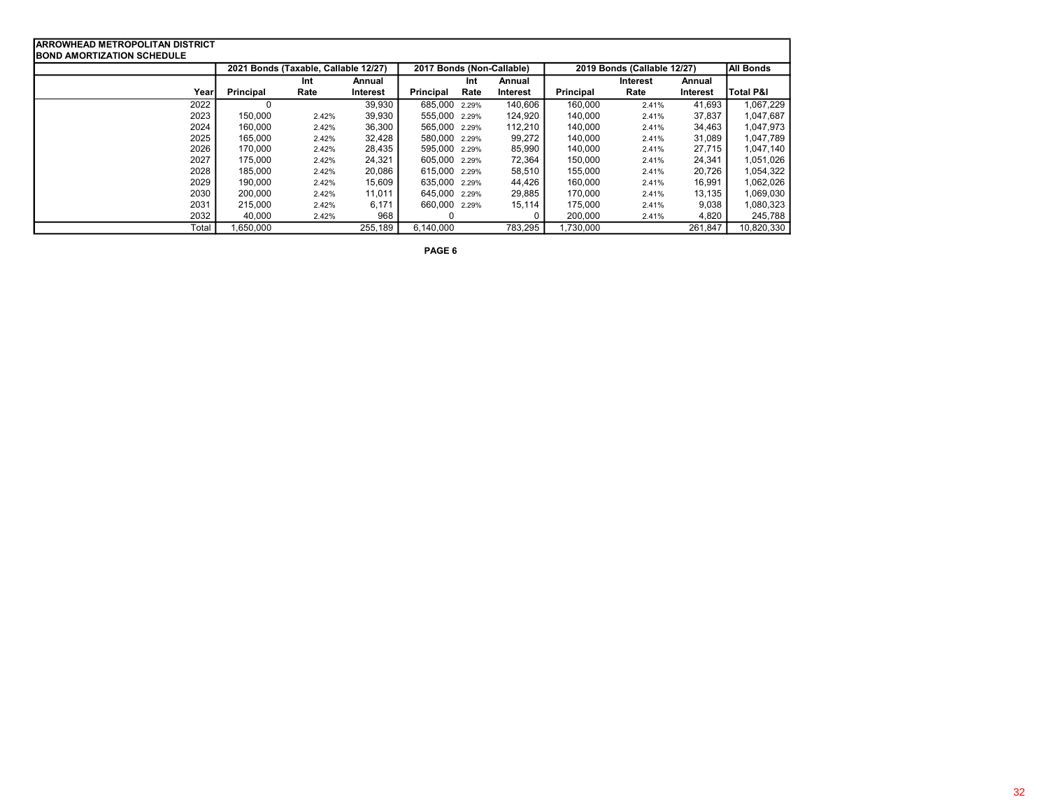**ARROWHEAD METROPOLITAN DISTRICT**
**BOND AMORTIZATION SCHEDULE**

| | 2021 Bonds (Taxable, Callable 12/27) | | | 2017 Bonds (Non-Callable) | | | 2019 Bonds (Callable 12/27) | | | All Bonds |
|---|---|---|---|---|---|---|---|---|---|---|
| Year | Principal | Int Rate | Annual Interest | Principal | Int Rate | Annual Interest | Principal | Interest Rate | Annual Interest | Total P&I |
| 2022 | 0 | | 39,930 | 685,000 | 2.29% | 140,606 | 160,000 | 2.41% | 41,693 | 1,067,229 |
| 2023 | 150,000 | 2.42% | 39,930 | 555,000 | 2.29% | 124,920 | 140,000 | 2.41% | 37,837 | 1,047,687 |
| 2024 | 160,000 | 2.42% | 36,300 | 565,000 | 2.29% | 112,210 | 140,000 | 2.41% | 34,463 | 1,047,973 |
| 2025 | 165,000 | 2.42% | 32,428 | 580,000 | 2.29% | 99,272 | 140,000 | 2.41% | 31,089 | 1,047,789 |
| 2026 | 170,000 | 2.42% | 28,435 | 595,000 | 2.29% | 85,990 | 140,000 | 2.41% | 27,715 | 1,047,140 |
| 2027 | 175,000 | 2.42% | 24,321 | 605,000 | 2.29% | 72,364 | 150,000 | 2.41% | 24,341 | 1,051,026 |
| 2028 | 185,000 | 2.42% | 20,086 | 615,000 | 2.29% | 58,510 | 155,000 | 2.41% | 20,726 | 1,054,322 |
| 2029 | 190,000 | 2.42% | 15,609 | 635,000 | 2.29% | 44,426 | 160,000 | 2.41% | 16,991 | 1,062,026 |
| 2030 | 200,000 | 2.42% | 11,011 | 645,000 | 2.29% | 29,885 | 170,000 | 2.41% | 13,135 | 1,069,030 |
| 2031 | 215,000 | 2.42% | 6,171 | 660,000 | 2.29% | 15,114 | 175,000 | 2.41% | 9,038 | 1,080,323 |
| 2032 | 40,000 | 2.42% | 968 | 0 | | 0 | 200,000 | 2.41% | 4,820 | 245,788 |
| Total | 1,650,000 | | 255,189 | 6,140,000 | | 783,295 | 1,730,000 | | 261,847 | 10,820,330 |

PAGE 6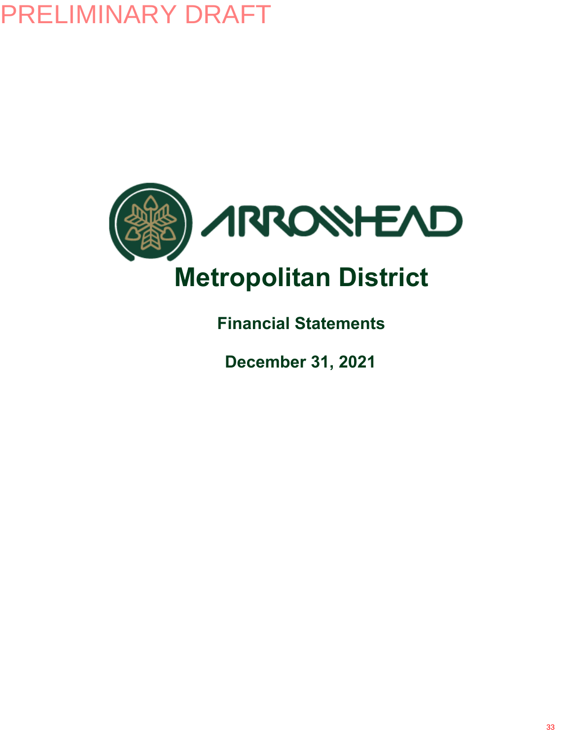PRELIMINARY DRAFT

ARROWHEAD

# Metropolitan District

## Financial Statements

## December 31, 2021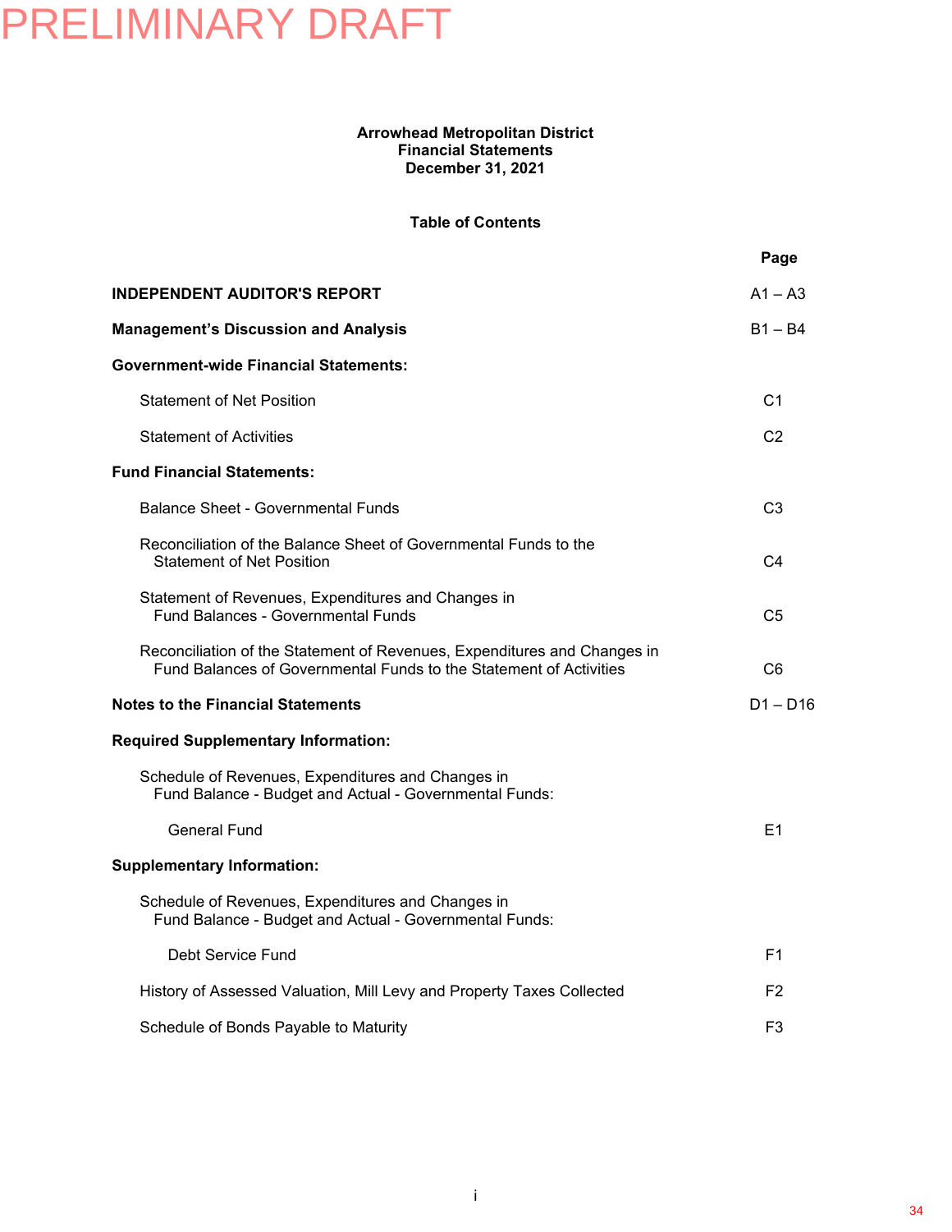PRELIMINARY DRAFT

**Arrowhead Metropolitan District**
**Financial Statements**
**December 31, 2021**

**Table of Contents**

| | Page |
|---|---|
| **INDEPENDENT AUDITOR'S REPORT** | A1 – A3 |
| **Management's Discussion and Analysis** | B1 – B4 |
| **Government-wide Financial Statements:** | |
| Statement of Net Position | C1 |
| Statement of Activities | C2 |
| **Fund Financial Statements:** | |
| Balance Sheet - Governmental Funds | C3 |
| Reconciliation of the Balance Sheet of Governmental Funds to the Statement of Net Position | C4 |
| Statement of Revenues, Expenditures and Changes in Fund Balances - Governmental Funds | C5 |
| Reconciliation of the Statement of Revenues, Expenditures and Changes in Fund Balances of Governmental Funds to the Statement of Activities | C6 |
| **Notes to the Financial Statements** | D1 – D16 |
| **Required Supplementary Information:** | |
| Schedule of Revenues, Expenditures and Changes in Fund Balance - Budget and Actual - Governmental Funds: | |
| General Fund | E1 |
| **Supplementary Information:** | |
| Schedule of Revenues, Expenditures and Changes in Fund Balance - Budget and Actual - Governmental Funds: | |
| Debt Service Fund | F1 |
| History of Assessed Valuation, Mill Levy and Property Taxes Collected | F2 |
| Schedule of Bonds Payable to Maturity | F3 |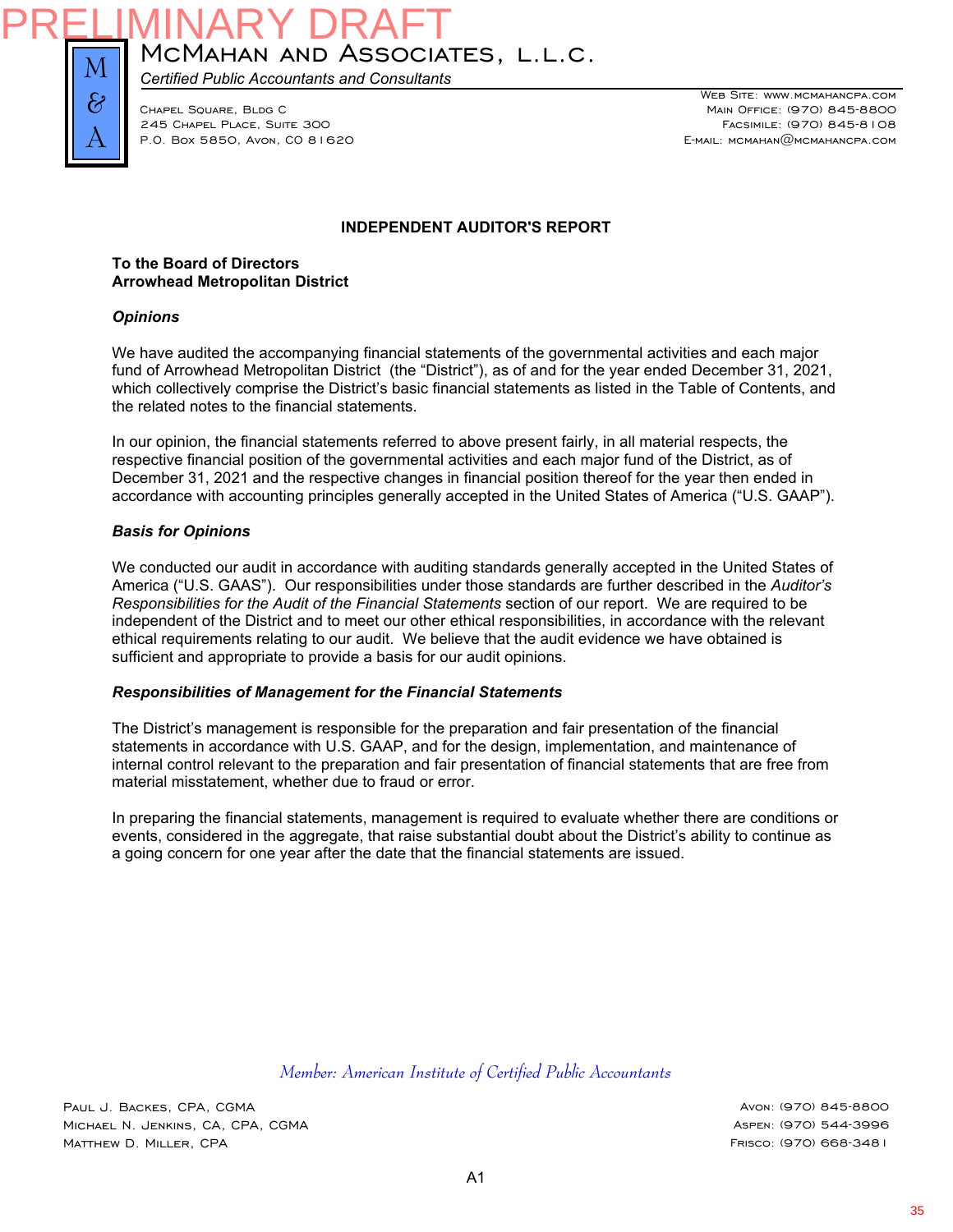PRELIMINARY DRAFT

# McMahan and Associates, L.L.C.

*Certified Public Accountants and Consultants*

Chapel Square, Bldg C
245 Chapel Place, Suite 300
P.O. Box 5850, Avon, CO 81620

Web Site: www.mcmahancpa.com
Main Office: (970) 845-8800
Facsimile: (970) 845-8108
E-mail: mcmahan@mcmahancpa.com

## INDEPENDENT AUDITOR'S REPORT

**To the Board of Directors**
**Arrowhead Metropolitan District**

### *Opinions*

We have audited the accompanying financial statements of the governmental activities and each major fund of Arrowhead Metropolitan District (the "District"), as of and for the year ended December 31, 2021, which collectively comprise the District's basic financial statements as listed in the Table of Contents, and the related notes to the financial statements.

In our opinion, the financial statements referred to above present fairly, in all material respects, the respective financial position of the governmental activities and each major fund of the District, as of December 31, 2021 and the respective changes in financial position thereof for the year then ended in accordance with accounting principles generally accepted in the United States of America ("U.S. GAAP").

### *Basis for Opinions*

We conducted our audit in accordance with auditing standards generally accepted in the United States of America ("U.S. GAAS"). Our responsibilities under those standards are further described in the *Auditor's Responsibilities for the Audit of the Financial Statements* section of our report. We are required to be independent of the District and to meet our other ethical responsibilities, in accordance with the relevant ethical requirements relating to our audit. We believe that the audit evidence we have obtained is sufficient and appropriate to provide a basis for our audit opinions.

### *Responsibilities of Management for the Financial Statements*

The District's management is responsible for the preparation and fair presentation of the financial statements in accordance with U.S. GAAP, and for the design, implementation, and maintenance of internal control relevant to the preparation and fair presentation of financial statements that are free from material misstatement, whether due to fraud or error.

In preparing the financial statements, management is required to evaluate whether there are conditions or events, considered in the aggregate, that raise substantial doubt about the District's ability to continue as a going concern for one year after the date that the financial statements are issued.

*Member: American Institute of Certified Public Accountants*

Paul J. Backes, CPA, CGMA
Michael N. Jenkins, CA, CPA, CGMA
Matthew D. Miller, CPA

Avon: (970) 845-8800
Aspen: (970) 544-3996
Frisco: (970) 668-3481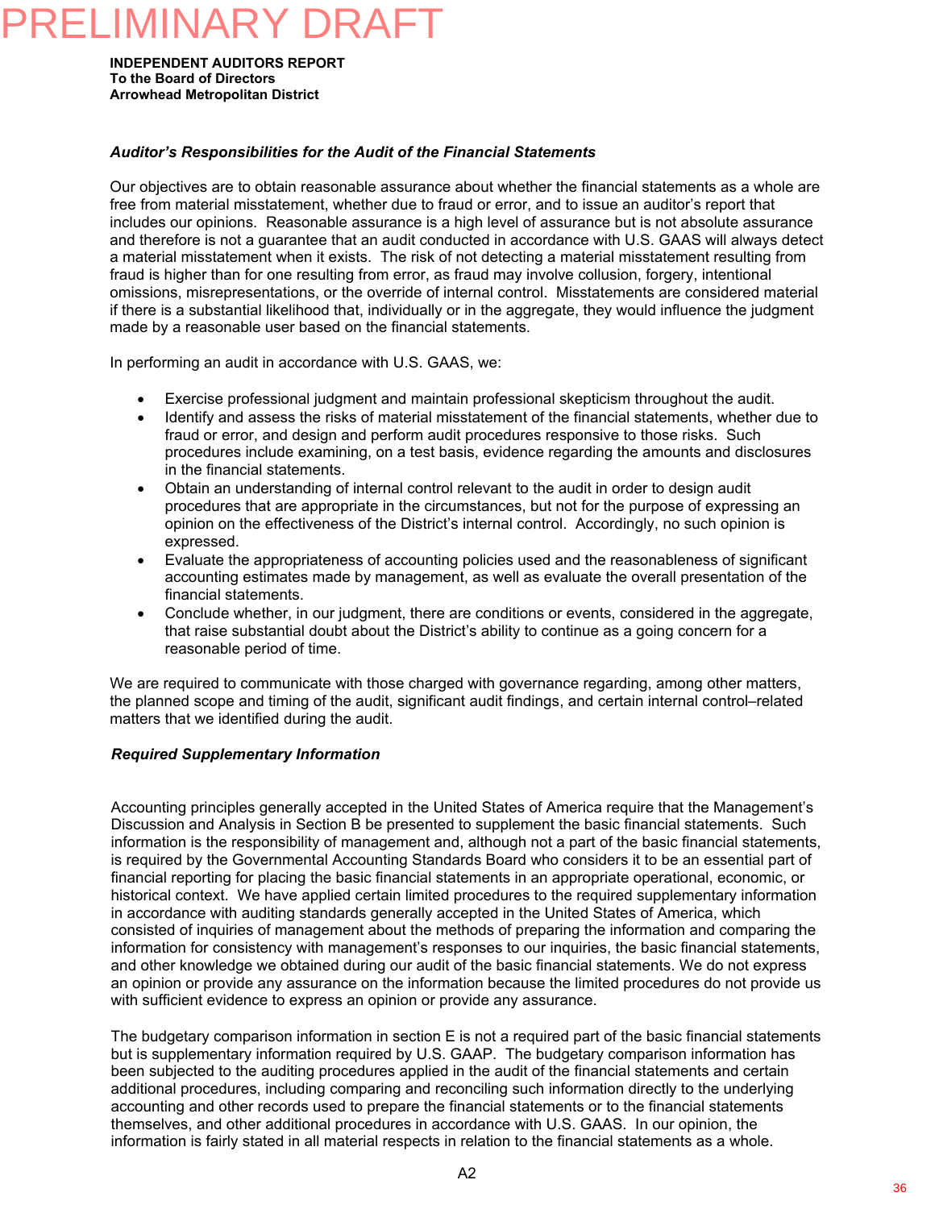PRELIMINARY DRAFT

**INDEPENDENT AUDITORS REPORT**
**To the Board of Directors**
**Arrowhead Metropolitan District**

***Auditor's Responsibilities for the Audit of the Financial Statements***

Our objectives are to obtain reasonable assurance about whether the financial statements as a whole are free from material misstatement, whether due to fraud or error, and to issue an auditor's report that includes our opinions. Reasonable assurance is a high level of assurance but is not absolute assurance and therefore is not a guarantee that an audit conducted in accordance with U.S. GAAS will always detect a material misstatement when it exists. The risk of not detecting a material misstatement resulting from fraud is higher than for one resulting from error, as fraud may involve collusion, forgery, intentional omissions, misrepresentations, or the override of internal control. Misstatements are considered material if there is a substantial likelihood that, individually or in the aggregate, they would influence the judgment made by a reasonable user based on the financial statements.

In performing an audit in accordance with U.S. GAAS, we:

- Exercise professional judgment and maintain professional skepticism throughout the audit.
- Identify and assess the risks of material misstatement of the financial statements, whether due to fraud or error, and design and perform audit procedures responsive to those risks. Such procedures include examining, on a test basis, evidence regarding the amounts and disclosures in the financial statements.
- Obtain an understanding of internal control relevant to the audit in order to design audit procedures that are appropriate in the circumstances, but not for the purpose of expressing an opinion on the effectiveness of the District's internal control. Accordingly, no such opinion is expressed.
- Evaluate the appropriateness of accounting policies used and the reasonableness of significant accounting estimates made by management, as well as evaluate the overall presentation of the financial statements.
- Conclude whether, in our judgment, there are conditions or events, considered in the aggregate, that raise substantial doubt about the District's ability to continue as a going concern for a reasonable period of time.

We are required to communicate with those charged with governance regarding, among other matters, the planned scope and timing of the audit, significant audit findings, and certain internal control–related matters that we identified during the audit.

***Required Supplementary Information***

Accounting principles generally accepted in the United States of America require that the Management's Discussion and Analysis in Section B be presented to supplement the basic financial statements. Such information is the responsibility of management and, although not a part of the basic financial statements, is required by the Governmental Accounting Standards Board who considers it to be an essential part of financial reporting for placing the basic financial statements in an appropriate operational, economic, or historical context. We have applied certain limited procedures to the required supplementary information in accordance with auditing standards generally accepted in the United States of America, which consisted of inquiries of management about the methods of preparing the information and comparing the information for consistency with management's responses to our inquiries, the basic financial statements, and other knowledge we obtained during our audit of the basic financial statements. We do not express an opinion or provide any assurance on the information because the limited procedures do not provide us with sufficient evidence to express an opinion or provide any assurance.

The budgetary comparison information in section E is not a required part of the basic financial statements but is supplementary information required by U.S. GAAP. The budgetary comparison information has been subjected to the auditing procedures applied in the audit of the financial statements and certain additional procedures, including comparing and reconciling such information directly to the underlying accounting and other records used to prepare the financial statements or to the financial statements themselves, and other additional procedures in accordance with U.S. GAAS. In our opinion, the information is fairly stated in all material respects in relation to the financial statements as a whole.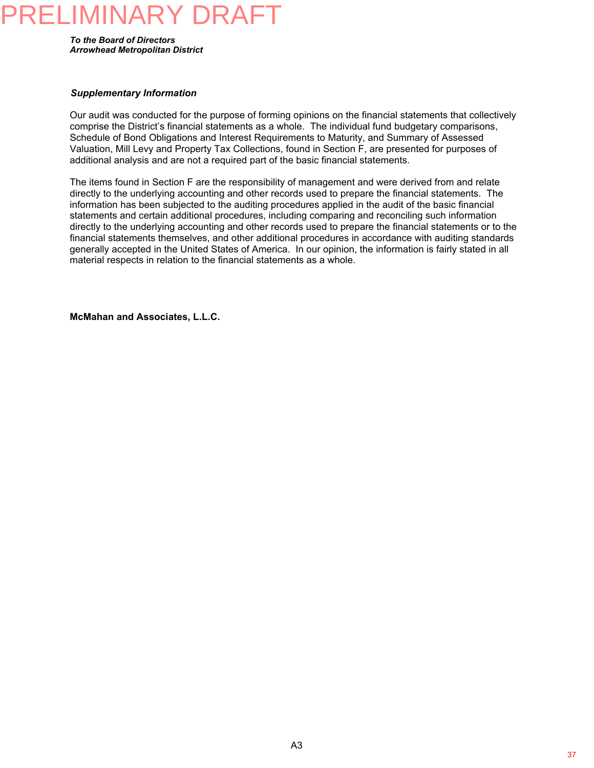PRELIMINARY DRAFT

***To the Board of Directors***
***Arrowhead Metropolitan District***

***Supplementary Information***

Our audit was conducted for the purpose of forming opinions on the financial statements that collectively comprise the District's financial statements as a whole. The individual fund budgetary comparisons, Schedule of Bond Obligations and Interest Requirements to Maturity, and Summary of Assessed Valuation, Mill Levy and Property Tax Collections, found in Section F, are presented for purposes of additional analysis and are not a required part of the basic financial statements.

The items found in Section F are the responsibility of management and were derived from and relate directly to the underlying accounting and other records used to prepare the financial statements. The information has been subjected to the auditing procedures applied in the audit of the basic financial statements and certain additional procedures, including comparing and reconciling such information directly to the underlying accounting and other records used to prepare the financial statements or to the financial statements themselves, and other additional procedures in accordance with auditing standards generally accepted in the United States of America. In our opinion, the information is fairly stated in all material respects in relation to the financial statements as a whole.

**McMahan and Associates, L.L.C.**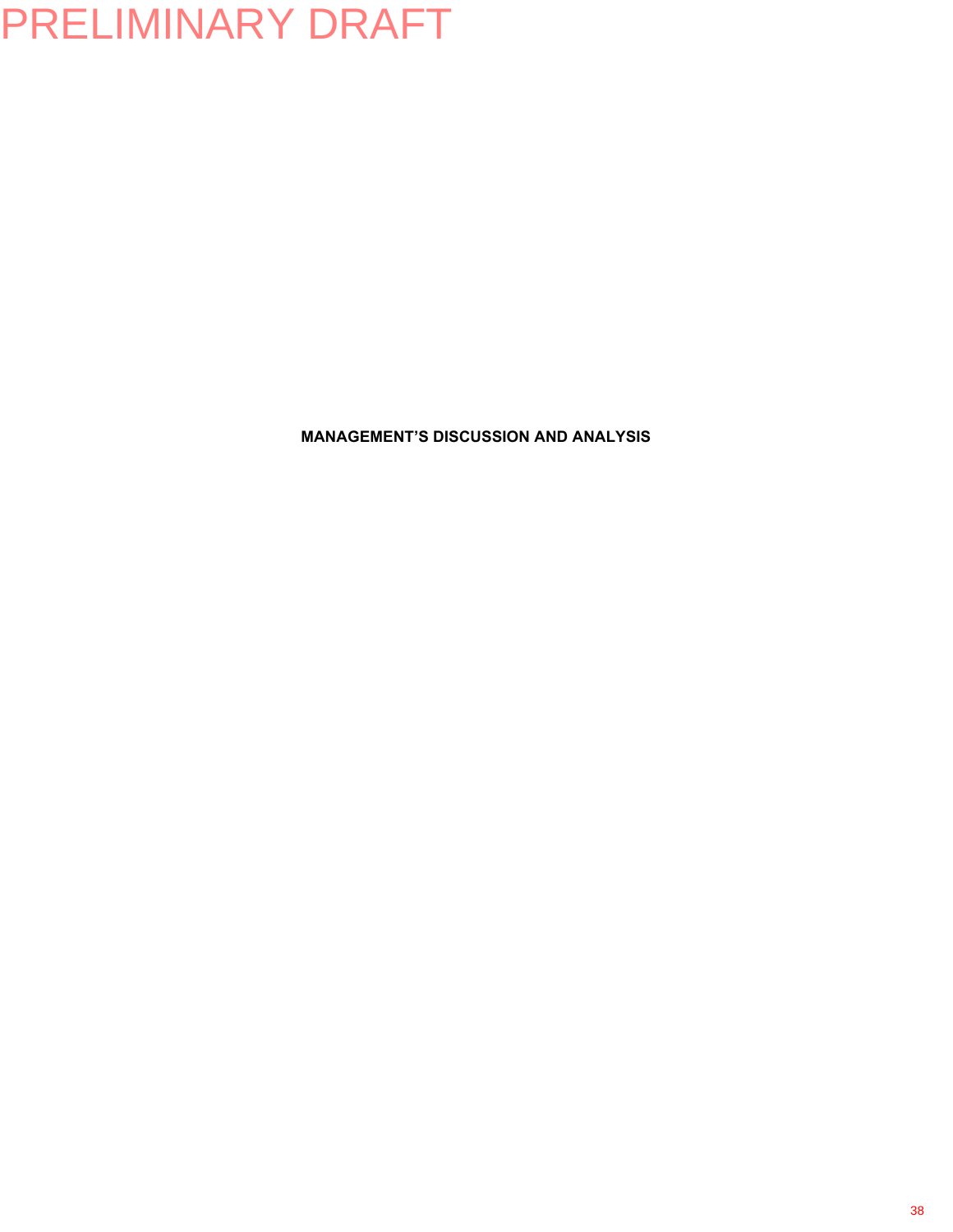PRELIMINARY DRAFT

**MANAGEMENT'S DISCUSSION AND ANALYSIS**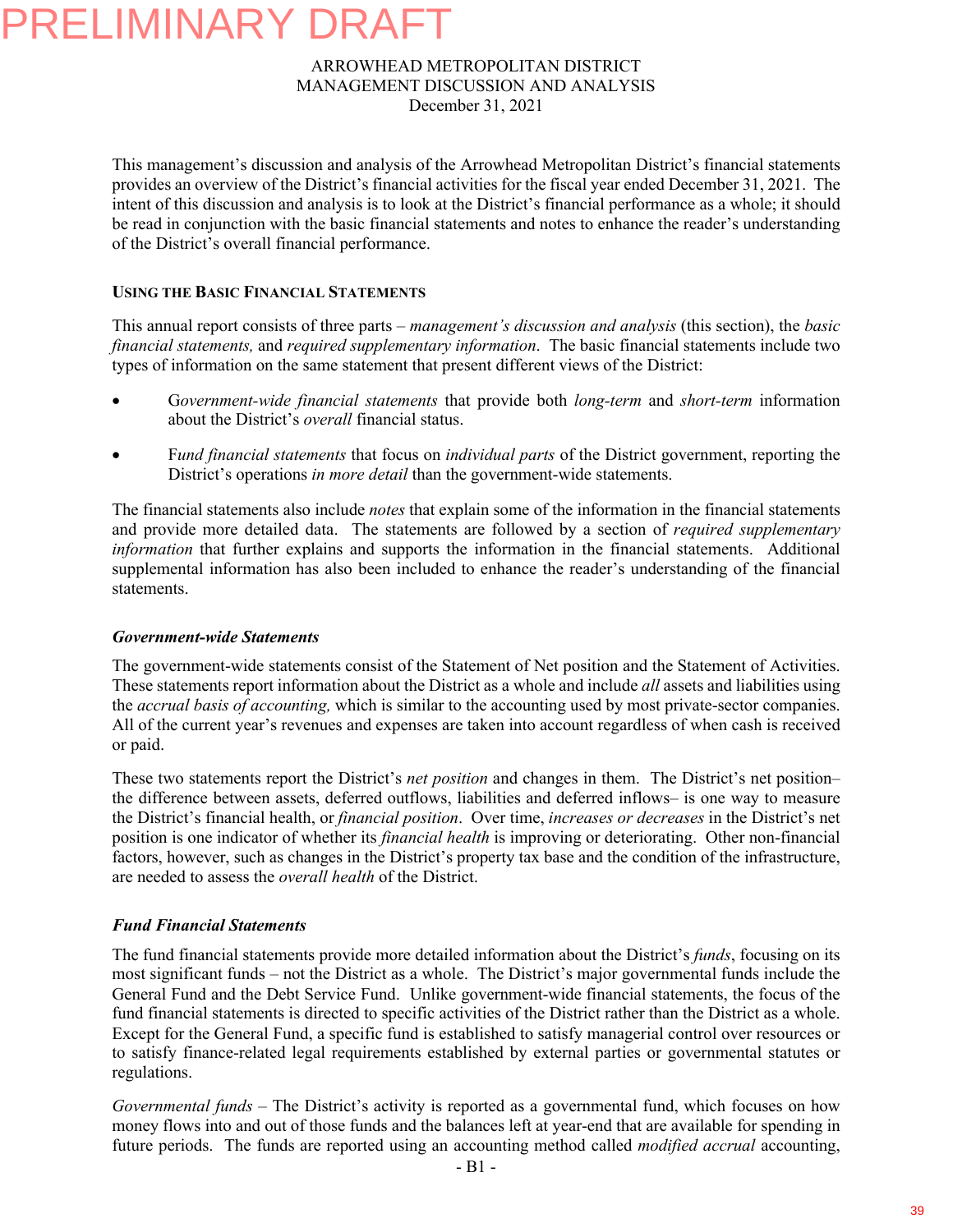PRELIMINARY DRAFT

ARROWHEAD METROPOLITAN DISTRICT
MANAGEMENT DISCUSSION AND ANALYSIS
December 31, 2021

This management's discussion and analysis of the Arrowhead Metropolitan District's financial statements provides an overview of the District's financial activities for the fiscal year ended December 31, 2021. The intent of this discussion and analysis is to look at the District's financial performance as a whole; it should be read in conjunction with the basic financial statements and notes to enhance the reader's understanding of the District's overall financial performance.

**USING THE BASIC FINANCIAL STATEMENTS**

This annual report consists of three parts – *management's discussion and analysis* (this section), the *basic financial statements,* and *required supplementary information*. The basic financial statements include two types of information on the same statement that present different views of the District:

- G*overnment-wide financial statements* that provide both *long-term* and *short-term* information about the District's *overall* financial status.
- F*und financial statements* that focus on *individual parts* of the District government, reporting the District's operations *in more detail* than the government-wide statements.

The financial statements also include *notes* that explain some of the information in the financial statements and provide more detailed data. The statements are followed by a section of *required supplementary information* that further explains and supports the information in the financial statements. Additional supplemental information has also been included to enhance the reader's understanding of the financial statements.

***Government-wide Statements***

The government-wide statements consist of the Statement of Net position and the Statement of Activities. These statements report information about the District as a whole and include *all* assets and liabilities using the *accrual basis of accounting,* which is similar to the accounting used by most private-sector companies. All of the current year's revenues and expenses are taken into account regardless of when cash is received or paid.

These two statements report the District's *net position* and changes in them. The District's net position– the difference between assets, deferred outflows, liabilities and deferred inflows– is one way to measure the District's financial health, or *financial position*. Over time, *increases or decreases* in the District's net position is one indicator of whether its *financial health* is improving or deteriorating. Other non-financial factors, however, such as changes in the District's property tax base and the condition of the infrastructure, are needed to assess the *overall health* of the District.

***Fund Financial Statements***

The fund financial statements provide more detailed information about the District's *funds*, focusing on its most significant funds – not the District as a whole. The District's major governmental funds include the General Fund and the Debt Service Fund. Unlike government-wide financial statements, the focus of the fund financial statements is directed to specific activities of the District rather than the District as a whole. Except for the General Fund, a specific fund is established to satisfy managerial control over resources or to satisfy finance-related legal requirements established by external parties or governmental statutes or regulations.

*Governmental funds* – The District's activity is reported as a governmental fund, which focuses on how money flows into and out of those funds and the balances left at year-end that are available for spending in future periods. The funds are reported using an accounting method called *modified accrual* accounting,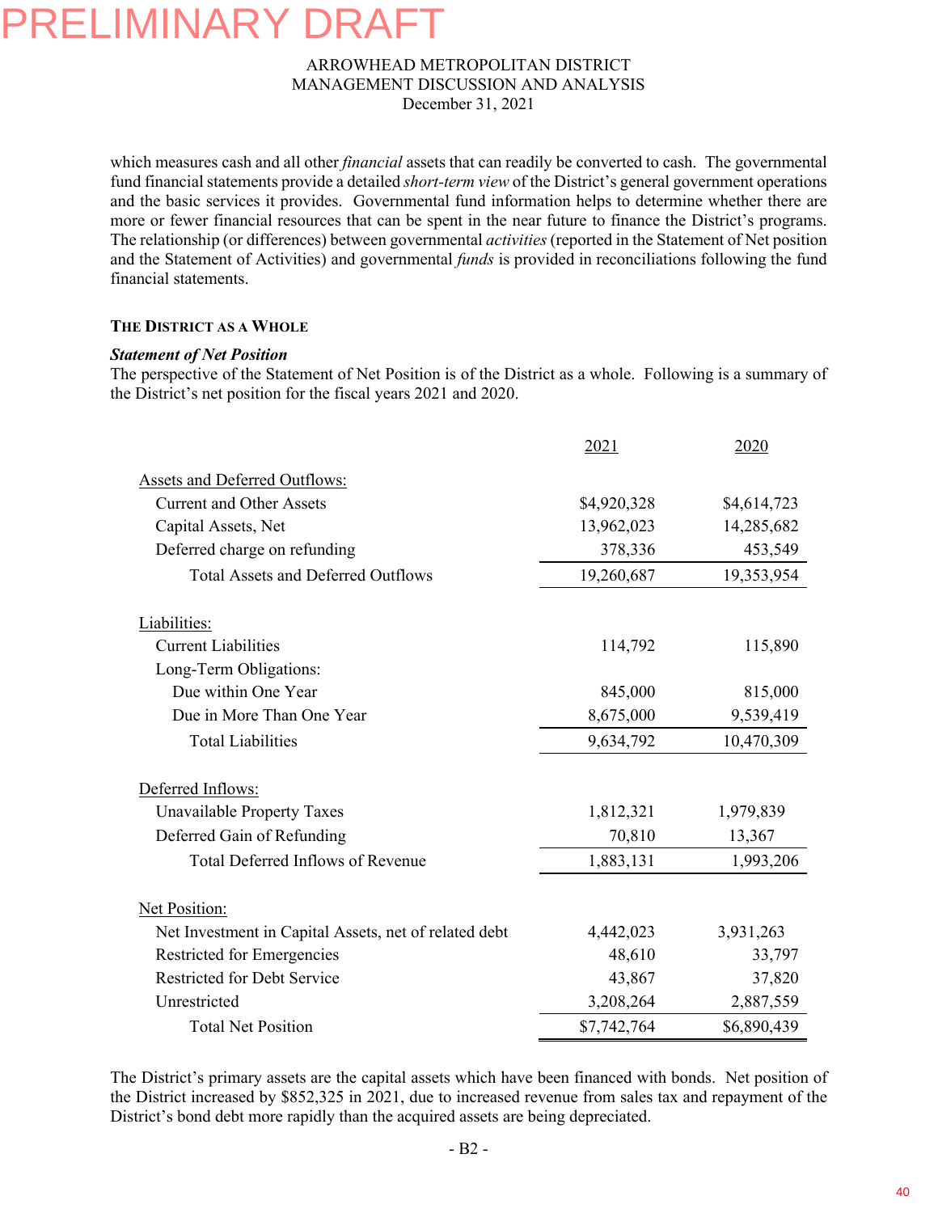PRELIMINARY DRAFT

ARROWHEAD METROPOLITAN DISTRICT
MANAGEMENT DISCUSSION AND ANALYSIS
December 31, 2021

which measures cash and all other *financial* assets that can readily be converted to cash. The governmental fund financial statements provide a detailed *short-term view* of the District's general government operations and the basic services it provides. Governmental fund information helps to determine whether there are more or fewer financial resources that can be spent in the near future to finance the District's programs. The relationship (or differences) between governmental *activities* (reported in the Statement of Net position and the Statement of Activities) and governmental *funds* is provided in reconciliations following the fund financial statements.

### THE DISTRICT AS A WHOLE

***Statement of Net Position***

The perspective of the Statement of Net Position is of the District as a whole. Following is a summary of the District's net position for the fiscal years 2021 and 2020.

| | 2021 | 2020 |
|---|---|---|
| Assets and Deferred Outflows: | | |
| Current and Other Assets | $4,920,328 | $4,614,723 |
| Capital Assets, Net | 13,962,023 | 14,285,682 |
| Deferred charge on refunding | 378,336 | 453,549 |
| Total Assets and Deferred Outflows | 19,260,687 | 19,353,954 |
| Liabilities: | | |
| Current Liabilities | 114,792 | 115,890 |
| Long-Term Obligations: | | |
| Due within One Year | 845,000 | 815,000 |
| Due in More Than One Year | 8,675,000 | 9,539,419 |
| Total Liabilities | 9,634,792 | 10,470,309 |
| Deferred Inflows: | | |
| Unavailable Property Taxes | 1,812,321 | 1,979,839 |
| Deferred Gain of Refunding | 70,810 | 13,367 |
| Total Deferred Inflows of Revenue | 1,883,131 | 1,993,206 |
| Net Position: | | |
| Net Investment in Capital Assets, net of related debt | 4,442,023 | 3,931,263 |
| Restricted for Emergencies | 48,610 | 33,797 |
| Restricted for Debt Service | 43,867 | 37,820 |
| Unrestricted | 3,208,264 | 2,887,559 |
| Total Net Position | $7,742,764 | $6,890,439 |

The District's primary assets are the capital assets which have been financed with bonds. Net position of the District increased by $852,325 in 2021, due to increased revenue from sales tax and repayment of the District's bond debt more rapidly than the acquired assets are being depreciated.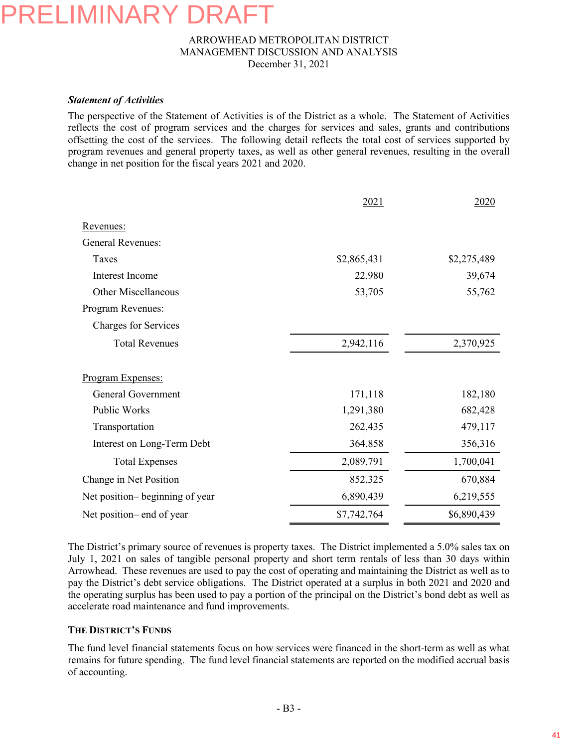PRELIMINARY DRAFT

ARROWHEAD METROPOLITAN DISTRICT
MANAGEMENT DISCUSSION AND ANALYSIS
December 31, 2021

***Statement of Activities***

The perspective of the Statement of Activities is of the District as a whole. The Statement of Activities reflects the cost of program services and the charges for services and sales, grants and contributions offsetting the cost of the services. The following detail reflects the total cost of services supported by program revenues and general property taxes, as well as other general revenues, resulting in the overall change in net position for the fiscal years 2021 and 2020.

| | 2021 | 2020 |
|---|---|---|
| Revenues: | | |
| General Revenues: | | |
| Taxes | $2,865,431 | $2,275,489 |
| Interest Income | 22,980 | 39,674 |
| Other Miscellaneous | 53,705 | 55,762 |
| Program Revenues: | | |
| Charges for Services | | |
| Total Revenues | 2,942,116 | 2,370,925 |
| Program Expenses: | | |
| General Government | 171,118 | 182,180 |
| Public Works | 1,291,380 | 682,428 |
| Transportation | 262,435 | 479,117 |
| Interest on Long-Term Debt | 364,858 | 356,316 |
| Total Expenses | 2,089,791 | 1,700,041 |
| Change in Net Position | 852,325 | 670,884 |
| Net position– beginning of year | 6,890,439 | 6,219,555 |
| Net position– end of year | $7,742,764 | $6,890,439 |

The District's primary source of revenues is property taxes. The District implemented a 5.0% sales tax on July 1, 2021 on sales of tangible personal property and short term rentals of less than 30 days within Arrowhead. These revenues are used to pay the cost of operating and maintaining the District as well as to pay the District's debt service obligations. The District operated at a surplus in both 2021 and 2020 and the operating surplus has been used to pay a portion of the principal on the District's bond debt as well as accelerate road maintenance and fund improvements.

**THE DISTRICT'S FUNDS**

The fund level financial statements focus on how services were financed in the short-term as well as what remains for future spending. The fund level financial statements are reported on the modified accrual basis of accounting.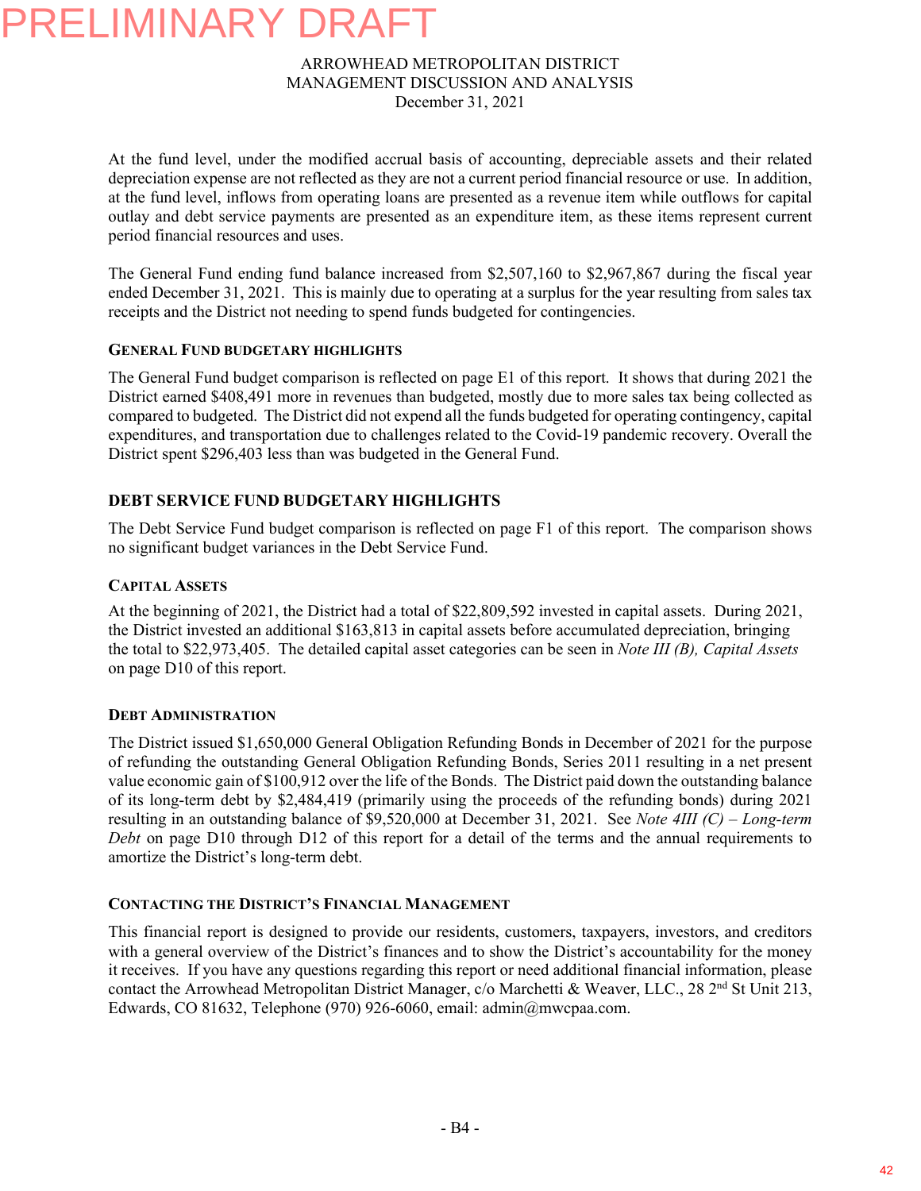PRELIMINARY DRAFT

ARROWHEAD METROPOLITAN DISTRICT
MANAGEMENT DISCUSSION AND ANALYSIS
December 31, 2021

At the fund level, under the modified accrual basis of accounting, depreciable assets and their related depreciation expense are not reflected as they are not a current period financial resource or use. In addition, at the fund level, inflows from operating loans are presented as a revenue item while outflows for capital outlay and debt service payments are presented as an expenditure item, as these items represent current period financial resources and uses.

The General Fund ending fund balance increased from $2,507,160 to $2,967,867 during the fiscal year ended December 31, 2021. This is mainly due to operating at a surplus for the year resulting from sales tax receipts and the District not needing to spend funds budgeted for contingencies.

### GENERAL FUND BUDGETARY HIGHLIGHTS

The General Fund budget comparison is reflected on page E1 of this report. It shows that during 2021 the District earned $408,491 more in revenues than budgeted, mostly due to more sales tax being collected as compared to budgeted. The District did not expend all the funds budgeted for operating contingency, capital expenditures, and transportation due to challenges related to the Covid-19 pandemic recovery. Overall the District spent $296,403 less than was budgeted in the General Fund.

### DEBT SERVICE FUND BUDGETARY HIGHLIGHTS

The Debt Service Fund budget comparison is reflected on page F1 of this report. The comparison shows no significant budget variances in the Debt Service Fund.

### CAPITAL ASSETS

At the beginning of 2021, the District had a total of $22,809,592 invested in capital assets. During 2021, the District invested an additional $163,813 in capital assets before accumulated depreciation, bringing the total to $22,973,405. The detailed capital asset categories can be seen in *Note III (B), Capital Assets* on page D10 of this report.

### DEBT ADMINISTRATION

The District issued $1,650,000 General Obligation Refunding Bonds in December of 2021 for the purpose of refunding the outstanding General Obligation Refunding Bonds, Series 2011 resulting in a net present value economic gain of $100,912 over the life of the Bonds. The District paid down the outstanding balance of its long-term debt by $2,484,419 (primarily using the proceeds of the refunding bonds) during 2021 resulting in an outstanding balance of $9,520,000 at December 31, 2021. See *Note 4III (C) – Long-term Debt* on page D10 through D12 of this report for a detail of the terms and the annual requirements to amortize the District's long-term debt.

### CONTACTING THE DISTRICT'S FINANCIAL MANAGEMENT

This financial report is designed to provide our residents, customers, taxpayers, investors, and creditors with a general overview of the District's finances and to show the District's accountability for the money it receives. If you have any questions regarding this report or need additional financial information, please contact the Arrowhead Metropolitan District Manager, c/o Marchetti & Weaver, LLC., 28 2nd St Unit 213, Edwards, CO 81632, Telephone (970) 926-6060, email: admin@mwcpaa.com.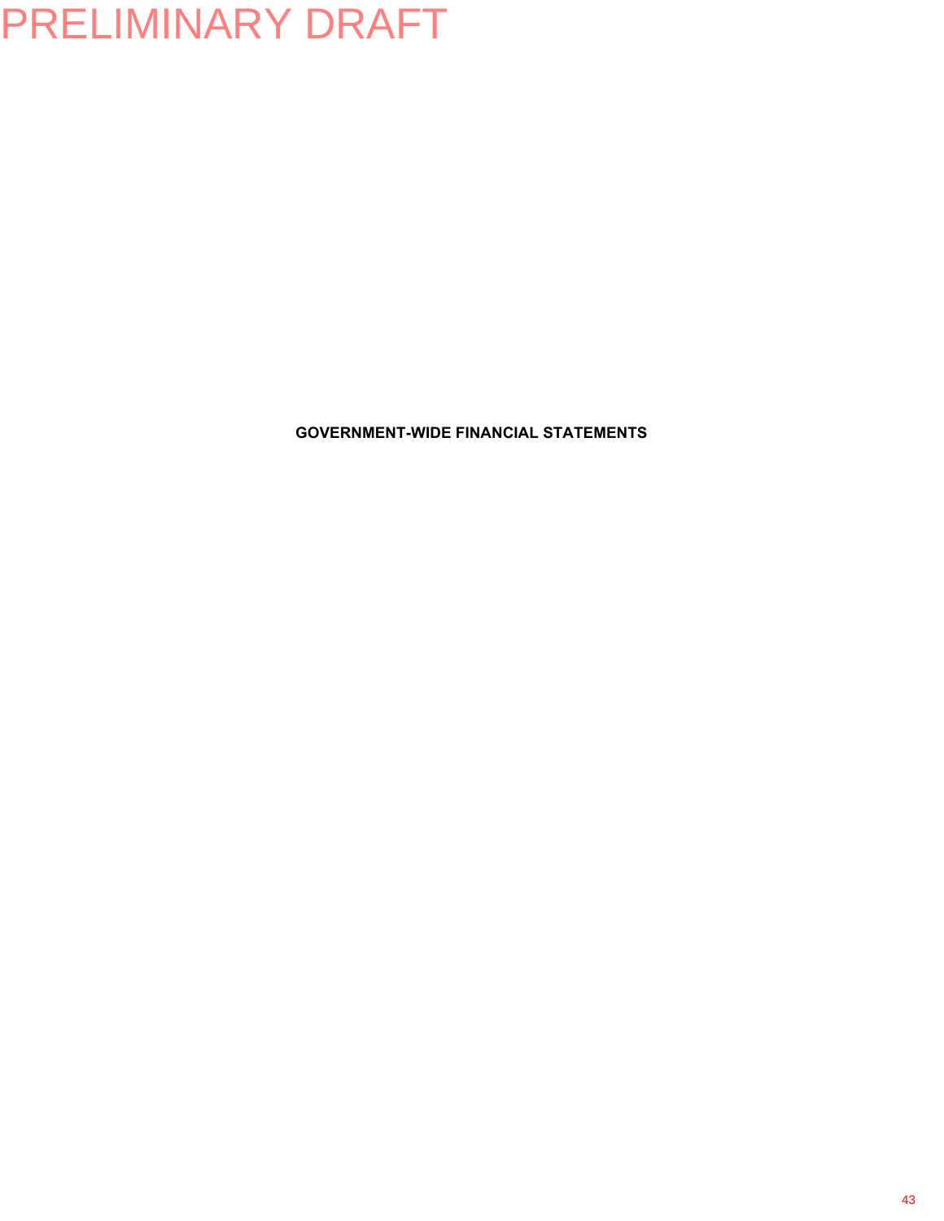PRELIMINARY DRAFT

**GOVERNMENT-WIDE FINANCIAL STATEMENTS**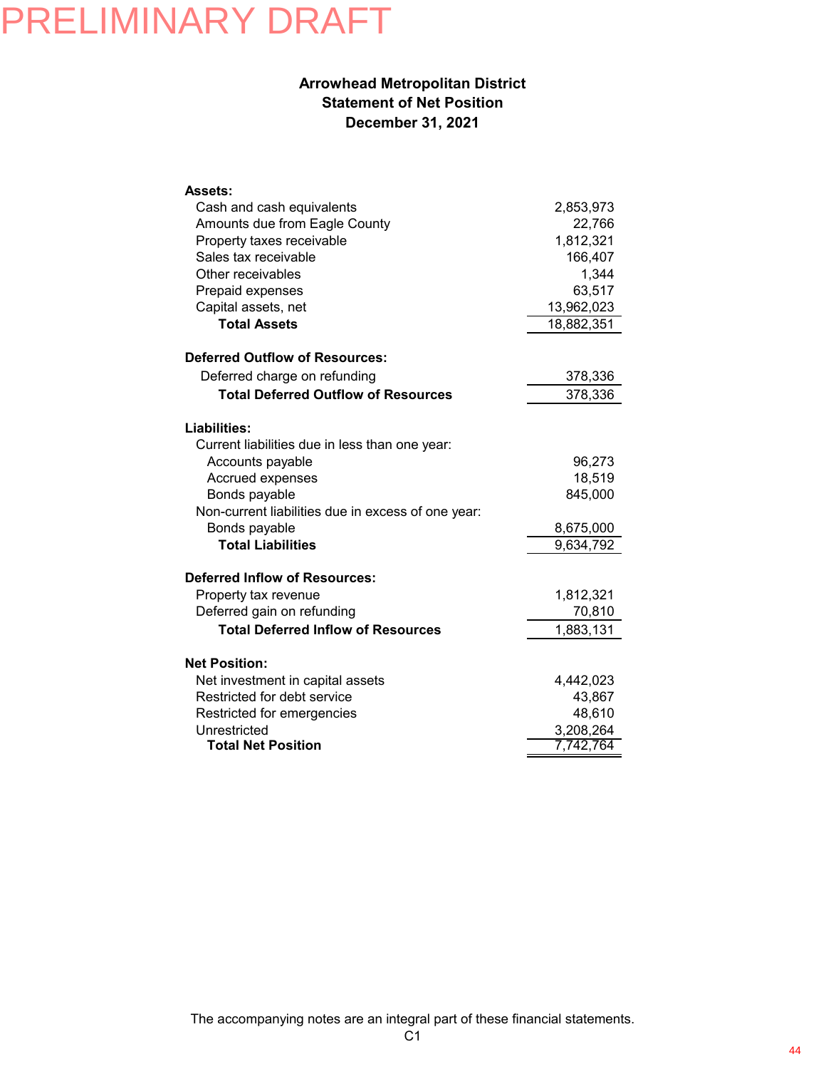PRELIMINARY DRAFT

**Arrowhead Metropolitan District**
**Statement of Net Position**
**December 31, 2021**

| | |
|---|---:|
| **Assets:** | |
| Cash and cash equivalents | 2,853,973 |
| Amounts due from Eagle County | 22,766 |
| Property taxes receivable | 1,812,321 |
| Sales tax receivable | 166,407 |
| Other receivables | 1,344 |
| Prepaid expenses | 63,517 |
| Capital assets, net | 13,962,023 |
| **Total Assets** | 18,882,351 |
| | |
| **Deferred Outflow of Resources:** | |
| Deferred charge on refunding | 378,336 |
| **Total Deferred Outflow of Resources** | 378,336 |
| | |
| **Liabilities:** | |
| Current liabilities due in less than one year: | |
| Accounts payable | 96,273 |
| Accrued expenses | 18,519 |
| Bonds payable | 845,000 |
| Non-current liabilities due in excess of one year: | |
| Bonds payable | 8,675,000 |
| **Total Liabilities** | 9,634,792 |
| | |
| **Deferred Inflow of Resources:** | |
| Property tax revenue | 1,812,321 |
| Deferred gain on refunding | 70,810 |
| **Total Deferred Inflow of Resources** | 1,883,131 |
| | |
| **Net Position:** | |
| Net investment in capital assets | 4,442,023 |
| Restricted for debt service | 43,867 |
| Restricted for emergencies | 48,610 |
| Unrestricted | 3,208,264 |
| **Total Net Position** | 7,742,764 |

The accompanying notes are an integral part of these financial statements.

C1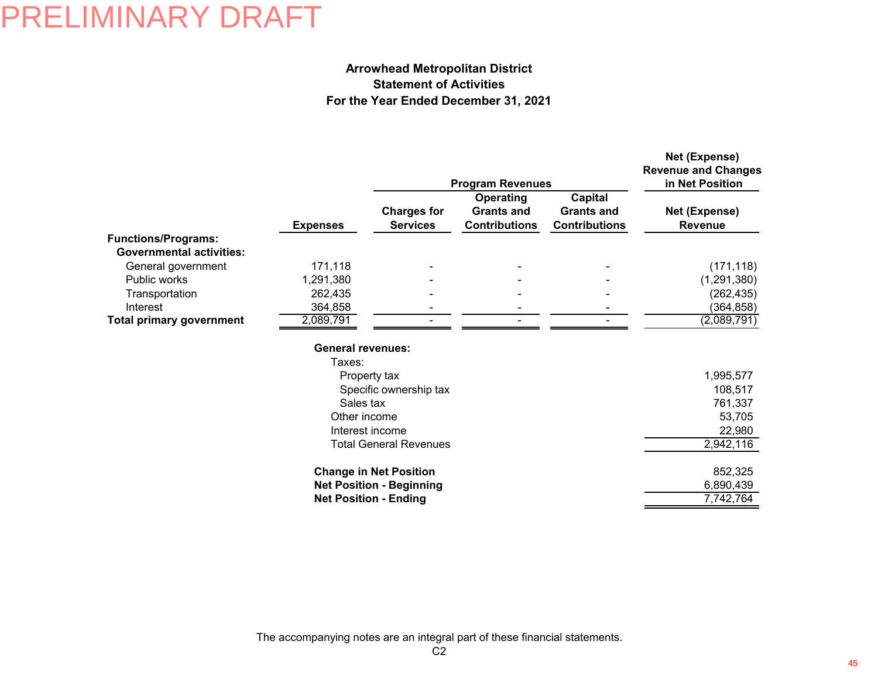PRELIMINARY DRAFT

# Arrowhead Metropolitan District
## Statement of Activities
### For the Year Ended December 31, 2021

| | | Program Revenues | | | Net (Expense) Revenue and Changes in Net Position |
|---|---|---|---|---|---|
| | Expenses | Charges for Services | Operating Grants and Contributions | Capital Grants and Contributions | Net (Expense) Revenue |
| **Functions/Programs:** | | | | | |
| **Governmental activities:** | | | | | |
| General government | 171,118 | - | - | - | (171,118) |
| Public works | 1,291,380 | - | - | - | (1,291,380) |
| Transportation | 262,435 | - | - | - | (262,435) |
| Interest | 364,858 | - | - | - | (364,858) |
| **Total primary government** | 2,089,791 | - | - | - | (2,089,791) |
| | | | | | |
| **General revenues:** | | | | | |
| Taxes: | | | | | |
| Property tax | | | | | 1,995,577 |
| Specific ownership tax | | | | | 108,517 |
| Sales tax | | | | | 761,337 |
| Other income | | | | | 53,705 |
| Interest income | | | | | 22,980 |
| Total General Revenues | | | | | 2,942,116 |
| | | | | | |
| **Change in Net Position** | | | | | 852,325 |
| **Net Position - Beginning** | | | | | 6,890,439 |
| **Net Position - Ending** | | | | | 7,742,764 |

The accompanying notes are an integral part of these financial statements.

C2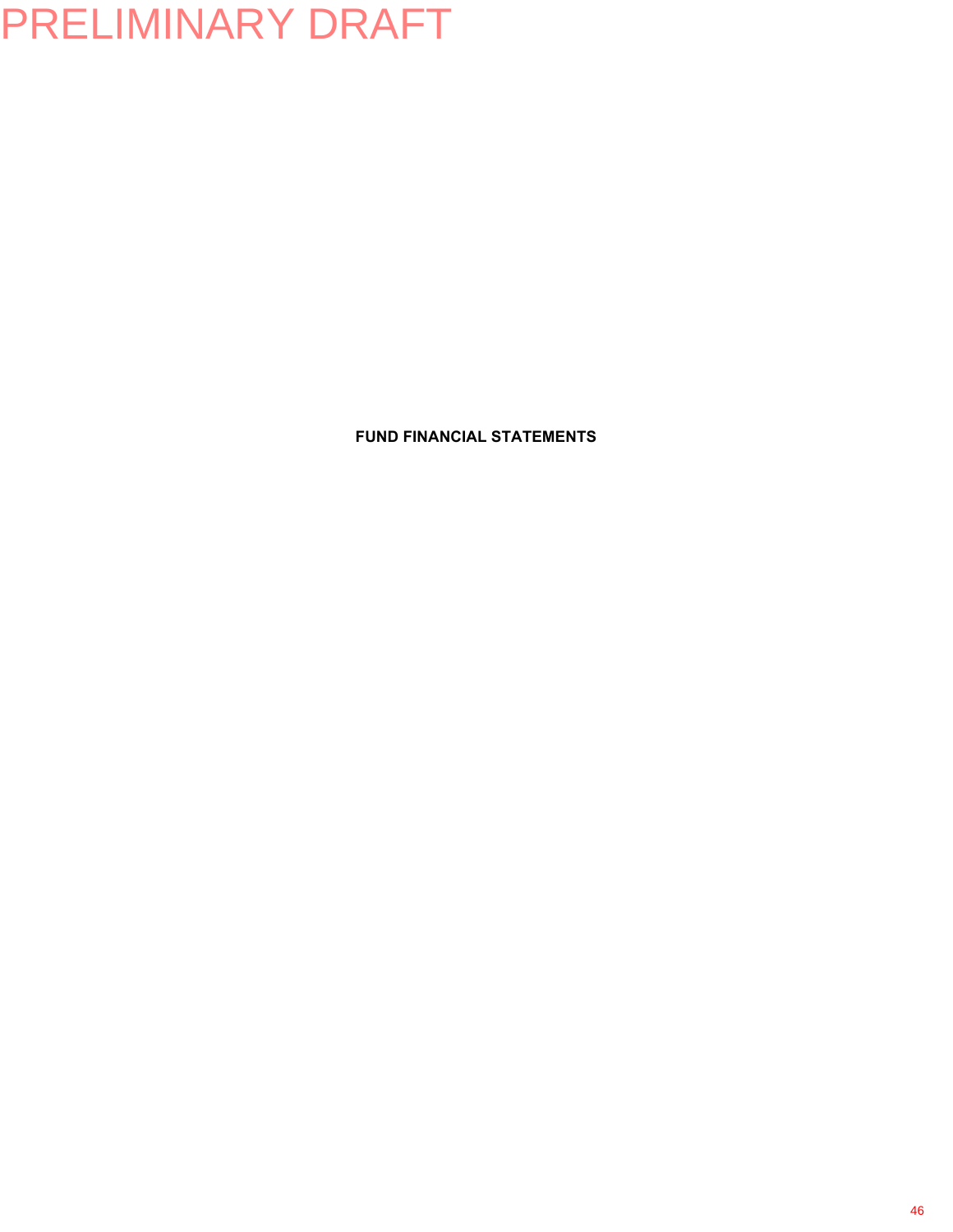PRELIMINARY DRAFT

**FUND FINANCIAL STATEMENTS**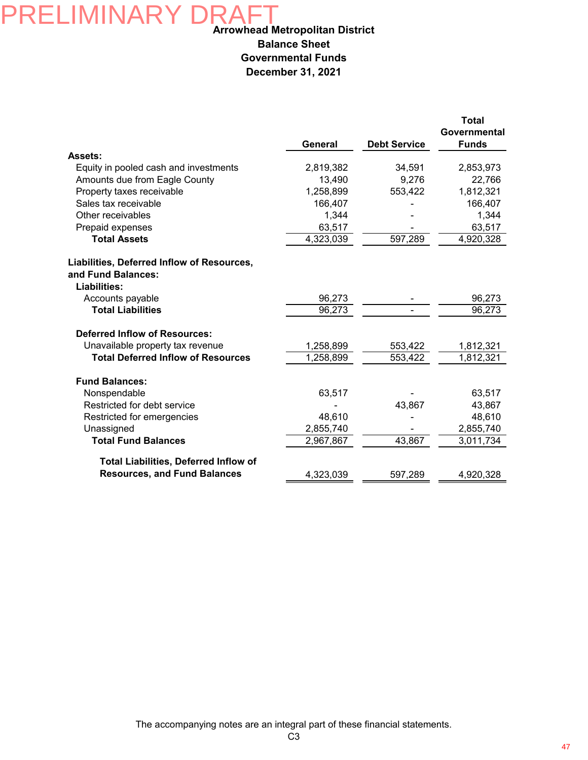PRELIMINARY DRAFT

# Arrowhead Metropolitan District
## Balance Sheet
## Governmental Funds
## December 31, 2021

| | General | Debt Service | Total Governmental Funds |
|---|---|---|---|
| **Assets:** | | | |
| Equity in pooled cash and investments | 2,819,382 | 34,591 | 2,853,973 |
| Amounts due from Eagle County | 13,490 | 9,276 | 22,766 |
| Property taxes receivable | 1,258,899 | 553,422 | 1,812,321 |
| Sales tax receivable | 166,407 | - | 166,407 |
| Other receivables | 1,344 | - | 1,344 |
| Prepaid expenses | 63,517 | - | 63,517 |
| **Total Assets** | 4,323,039 | 597,289 | 4,920,328 |
| **Liabilities, Deferred Inflow of Resources, and Fund Balances:** | | | |
| **Liabilities:** | | | |
| Accounts payable | 96,273 | - | 96,273 |
| **Total Liabilities** | 96,273 | - | 96,273 |
| **Deferred Inflow of Resources:** | | | |
| Unavailable property tax revenue | 1,258,899 | 553,422 | 1,812,321 |
| **Total Deferred Inflow of Resources** | 1,258,899 | 553,422 | 1,812,321 |
| **Fund Balances:** | | | |
| Nonspendable | 63,517 | - | 63,517 |
| Restricted for debt service | - | 43,867 | 43,867 |
| Restricted for emergencies | 48,610 | - | 48,610 |
| Unassigned | 2,855,740 | - | 2,855,740 |
| **Total Fund Balances** | 2,967,867 | 43,867 | 3,011,734 |
| **Total Liabilities, Deferred Inflow of Resources, and Fund Balances** | 4,323,039 | 597,289 | 4,920,328 |

The accompanying notes are an integral part of these financial statements.

C3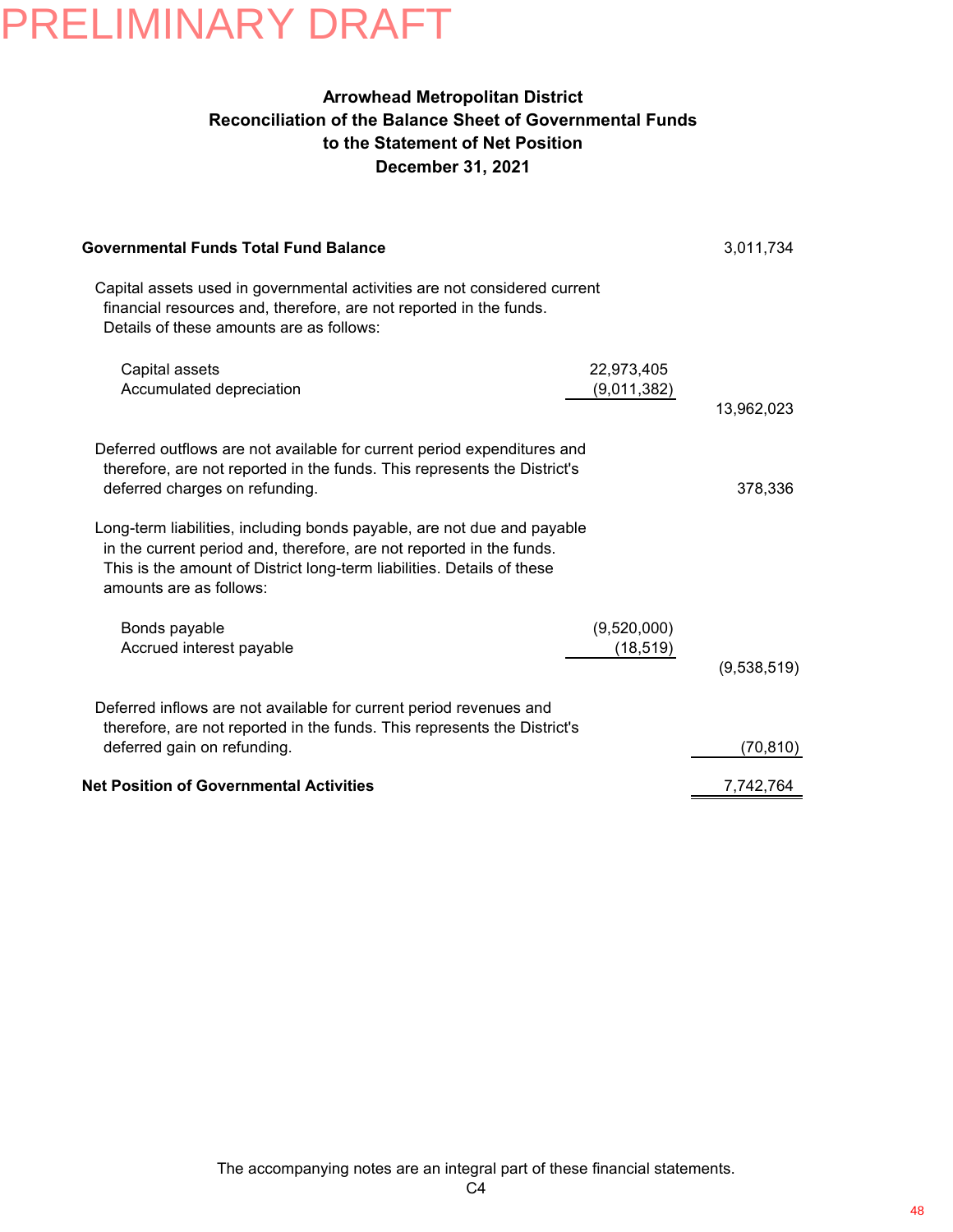PRELIMINARY DRAFT

**Arrowhead Metropolitan District**
**Reconciliation of the Balance Sheet of Governmental Funds**
**to the Statement of Net Position**
**December 31, 2021**

| | | |
|---|---|---|
| **Governmental Funds Total Fund Balance** | | 3,011,734 |
| Capital assets used in governmental activities are not considered current financial resources and, therefore, are not reported in the funds. Details of these amounts are as follows: | | |
| Capital assets | 22,973,405 | |
| Accumulated depreciation | (9,011,382) | |
| | | 13,962,023 |
| Deferred outflows are not available for current period expenditures and therefore, are not reported in the funds. This represents the District's deferred charges on refunding. | | 378,336 |
| Long-term liabilities, including bonds payable, are not due and payable in the current period and, therefore, are not reported in the funds. This is the amount of District long-term liabilities. Details of these amounts are as follows: | | |
| Bonds payable | (9,520,000) | |
| Accrued interest payable | (18,519) | |
| | | (9,538,519) |
| Deferred inflows are not available for current period revenues and therefore, are not reported in the funds. This represents the District's deferred gain on refunding. | | (70,810) |
| **Net Position of Governmental Activities** | | 7,742,764 |

The accompanying notes are an integral part of these financial statements.
C4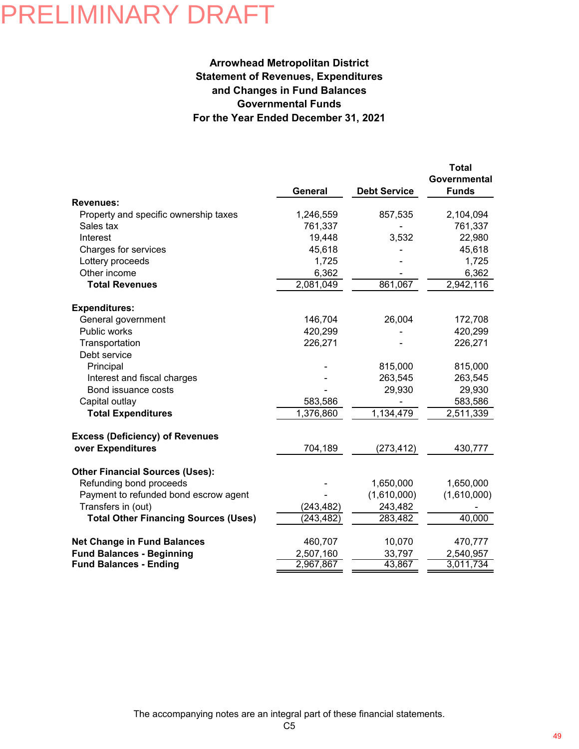PRELIMINARY DRAFT

**Arrowhead Metropolitan District**
**Statement of Revenues, Expenditures**
**and Changes in Fund Balances**
**Governmental Funds**
**For the Year Ended December 31, 2021**

| | General | Debt Service | Total Governmental Funds |
|---|---|---|---|
| **Revenues:** | | | |
| Property and specific ownership taxes | 1,246,559 | 857,535 | 2,104,094 |
| Sales tax | 761,337 | - | 761,337 |
| Interest | 19,448 | 3,532 | 22,980 |
| Charges for services | 45,618 | - | 45,618 |
| Lottery proceeds | 1,725 | - | 1,725 |
| Other income | 6,362 | - | 6,362 |
| **Total Revenues** | 2,081,049 | 861,067 | 2,942,116 |
| **Expenditures:** | | | |
| General government | 146,704 | 26,004 | 172,708 |
| Public works | 420,299 | - | 420,299 |
| Transportation | 226,271 | - | 226,271 |
| Debt service | | | |
| Principal | - | 815,000 | 815,000 |
| Interest and fiscal charges | - | 263,545 | 263,545 |
| Bond issuance costs | - | 29,930 | 29,930 |
| Capital outlay | 583,586 | - | 583,586 |
| **Total Expenditures** | 1,376,860 | 1,134,479 | 2,511,339 |
| **Excess (Deficiency) of Revenues over Expenditures** | 704,189 | (273,412) | 430,777 |
| **Other Financial Sources (Uses):** | | | |
| Refunding bond proceeds | - | 1,650,000 | 1,650,000 |
| Payment to refunded bond escrow agent | - | (1,610,000) | (1,610,000) |
| Transfers in (out) | (243,482) | 243,482 | - |
| **Total Other Financing Sources (Uses)** | (243,482) | 283,482 | 40,000 |
| **Net Change in Fund Balances** | 460,707 | 10,070 | 470,777 |
| **Fund Balances - Beginning** | 2,507,160 | 33,797 | 2,540,957 |
| **Fund Balances - Ending** | 2,967,867 | 43,867 | 3,011,734 |

The accompanying notes are an integral part of these financial statements.
C5